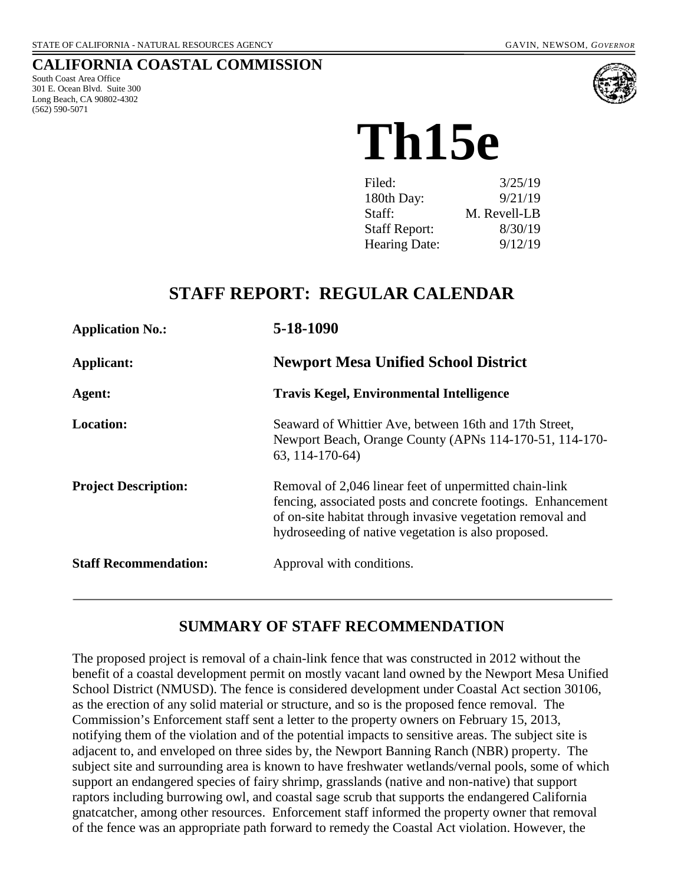STATE OF CALIFORNIA - NATURAL RESOURCES AGENCY GAVIN, NEWSOM, *GOVERNOR*

# CALIFORNIA COASTAL COMMISSION

South Coast Area Office
301 E. Ocean Blvd. Suite 300
Long Beach, CA 90802-4302
(562) 590-5071

# Th15e

| | |
|---|---|
| Filed: | 3/25/19 |
| 180th Day: | 9/21/19 |
| Staff: | M. Revell-LB |
| Staff Report: | 8/30/19 |
| Hearing Date: | 9/12/19 |

## STAFF REPORT: REGULAR CALENDAR

| | |
|---|---|
| **Application No.:** | **5-18-1090** |
| **Applicant:** | **Newport Mesa Unified School District** |
| **Agent:** | **Travis Kegel, Environmental Intelligence** |
| **Location:** | Seaward of Whittier Ave, between 16th and 17th Street, Newport Beach, Orange County (APNs 114-170-51, 114-170-63, 114-170-64) |
| **Project Description:** | Removal of 2,046 linear feet of unpermitted chain-link fencing, associated posts and concrete footings. Enhancement of on-site habitat through invasive vegetation removal and hydroseeding of native vegetation is also proposed. |
| **Staff Recommendation:** | Approval with conditions. |

## SUMMARY OF STAFF RECOMMENDATION

The proposed project is removal of a chain-link fence that was constructed in 2012 without the benefit of a coastal development permit on mostly vacant land owned by the Newport Mesa Unified School District (NMUSD). The fence is considered development under Coastal Act section 30106, as the erection of any solid material or structure, and so is the proposed fence removal. The Commission's Enforcement staff sent a letter to the property owners on February 15, 2013, notifying them of the violation and of the potential impacts to sensitive areas. The subject site is adjacent to, and enveloped on three sides by, the Newport Banning Ranch (NBR) property. The subject site and surrounding area is known to have freshwater wetlands/vernal pools, some of which support an endangered species of fairy shrimp, grasslands (native and non-native) that support raptors including burrowing owl, and coastal sage scrub that supports the endangered California gnatcatcher, among other resources. Enforcement staff informed the property owner that removal of the fence was an appropriate path forward to remedy the Coastal Act violation. However, the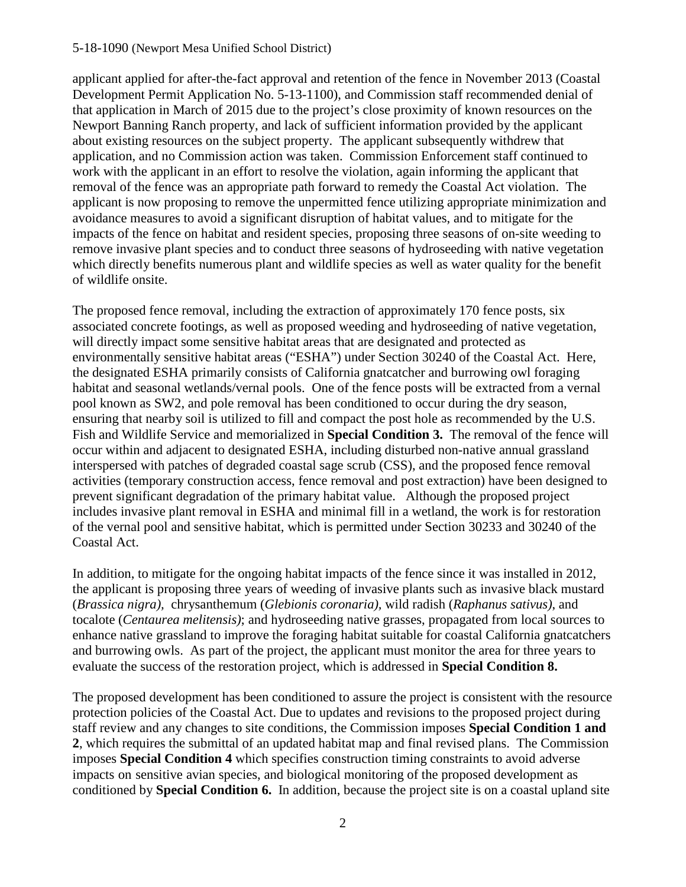applicant applied for after-the-fact approval and retention of the fence in November 2013 (Coastal Development Permit Application No. 5-13-1100), and Commission staff recommended denial of that application in March of 2015 due to the project's close proximity of known resources on the Newport Banning Ranch property, and lack of sufficient information provided by the applicant about existing resources on the subject property. The applicant subsequently withdrew that application, and no Commission action was taken. Commission Enforcement staff continued to work with the applicant in an effort to resolve the violation, again informing the applicant that removal of the fence was an appropriate path forward to remedy the Coastal Act violation. The applicant is now proposing to remove the unpermitted fence utilizing appropriate minimization and avoidance measures to avoid a significant disruption of habitat values, and to mitigate for the impacts of the fence on habitat and resident species, proposing three seasons of on-site weeding to remove invasive plant species and to conduct three seasons of hydroseeding with native vegetation which directly benefits numerous plant and wildlife species as well as water quality for the benefit of wildlife onsite.

The proposed fence removal, including the extraction of approximately 170 fence posts, six associated concrete footings, as well as proposed weeding and hydroseeding of native vegetation, will directly impact some sensitive habitat areas that are designated and protected as environmentally sensitive habitat areas ("ESHA") under Section 30240 of the Coastal Act. Here, the designated ESHA primarily consists of California gnatcatcher and burrowing owl foraging habitat and seasonal wetlands/vernal pools. One of the fence posts will be extracted from a vernal pool known as SW2, and pole removal has been conditioned to occur during the dry season, ensuring that nearby soil is utilized to fill and compact the post hole as recommended by the U.S. Fish and Wildlife Service and memorialized in **Special Condition 3.** The removal of the fence will occur within and adjacent to designated ESHA, including disturbed non-native annual grassland interspersed with patches of degraded coastal sage scrub (CSS), and the proposed fence removal activities (temporary construction access, fence removal and post extraction) have been designed to prevent significant degradation of the primary habitat value. Although the proposed project includes invasive plant removal in ESHA and minimal fill in a wetland, the work is for restoration of the vernal pool and sensitive habitat, which is permitted under Section 30233 and 30240 of the Coastal Act.

In addition, to mitigate for the ongoing habitat impacts of the fence since it was installed in 2012, the applicant is proposing three years of weeding of invasive plants such as invasive black mustard (*Brassica nigra),* chrysanthemum (*Glebionis coronaria),* wild radish (*Raphanus sativus)*, and tocalote (*Centaurea melitensis)*; and hydroseeding native grasses, propagated from local sources to enhance native grassland to improve the foraging habitat suitable for coastal California gnatcatchers and burrowing owls. As part of the project, the applicant must monitor the area for three years to evaluate the success of the restoration project, which is addressed in **Special Condition 8.**

The proposed development has been conditioned to assure the project is consistent with the resource protection policies of the Coastal Act. Due to updates and revisions to the proposed project during staff review and any changes to site conditions, the Commission imposes **Special Condition 1 and 2**, which requires the submittal of an updated habitat map and final revised plans. The Commission imposes **Special Condition 4** which specifies construction timing constraints to avoid adverse impacts on sensitive avian species, and biological monitoring of the proposed development as conditioned by **Special Condition 6.** In addition, because the project site is on a coastal upland site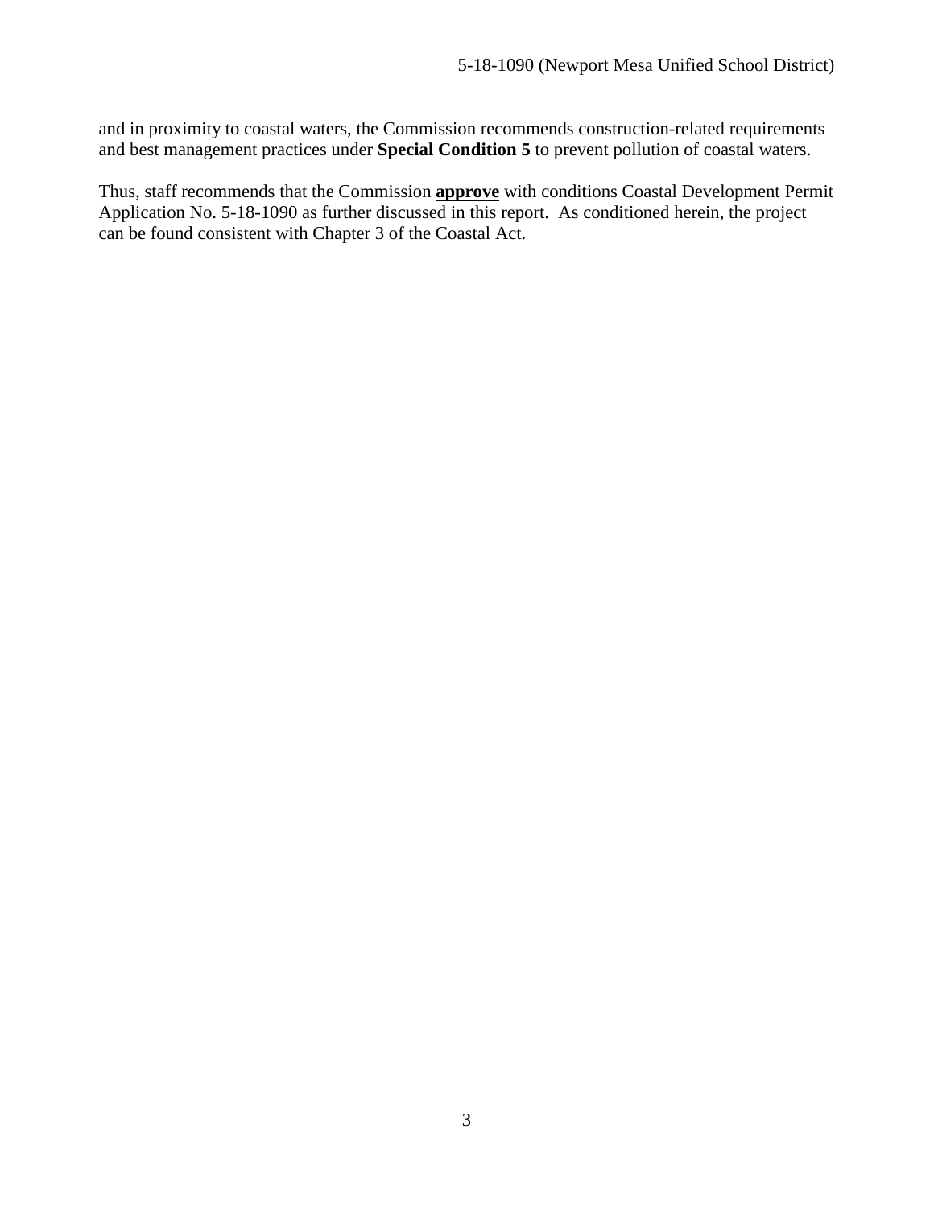and in proximity to coastal waters, the Commission recommends construction-related requirements and best management practices under **Special Condition 5** to prevent pollution of coastal waters.

Thus, staff recommends that the Commission **approve** with conditions Coastal Development Permit Application No. 5-18-1090 as further discussed in this report. As conditioned herein, the project can be found consistent with Chapter 3 of the Coastal Act.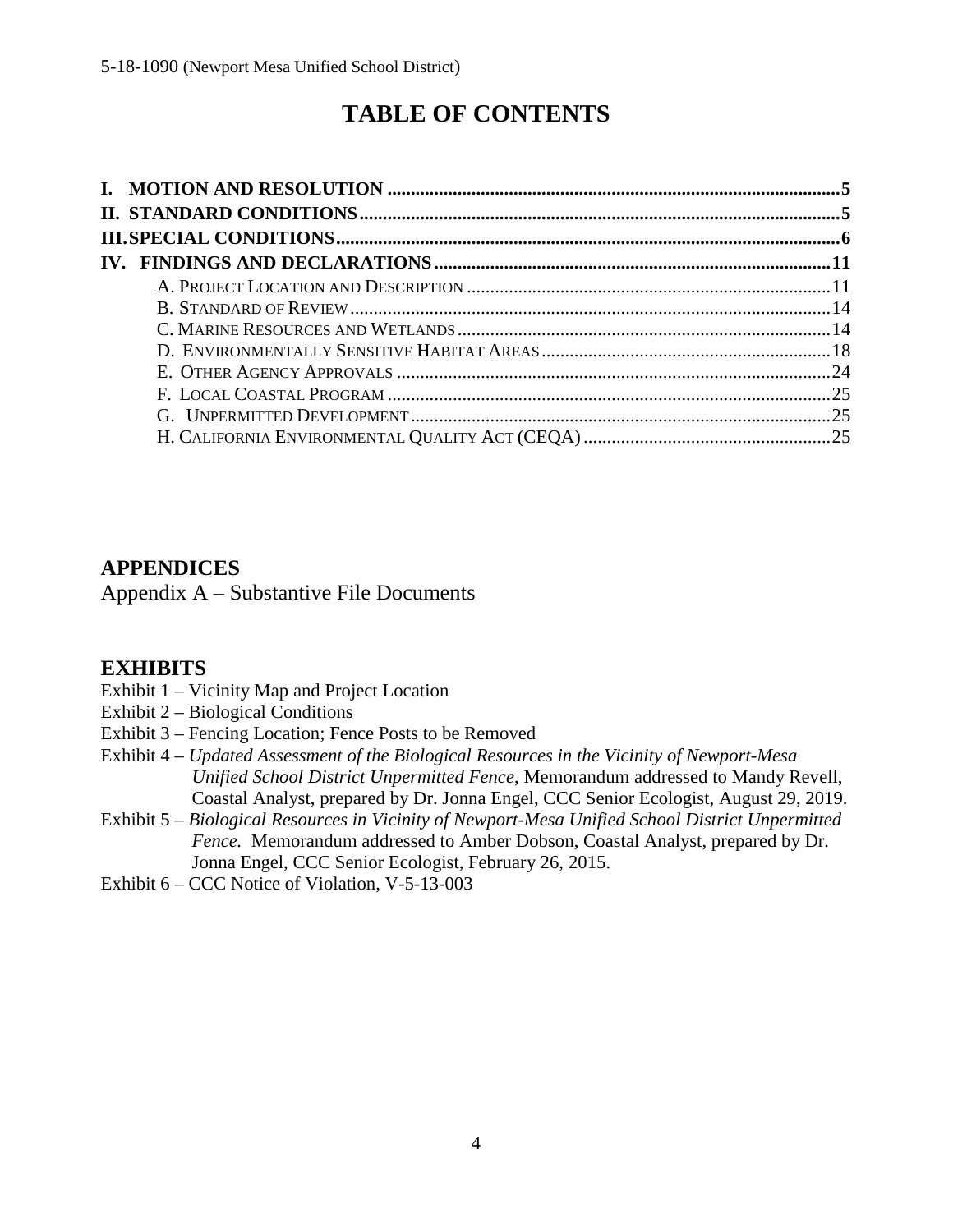# TABLE OF CONTENTS

**I. MOTION AND RESOLUTION** .......... **5**
**II. STANDARD CONDITIONS** .......... **5**
**III. SPECIAL CONDITIONS** .......... **6**
**IV. FINDINGS AND DECLARATIONS** .......... **11**

- A. PROJECT LOCATION AND DESCRIPTION .......... 11
- B. STANDARD OF REVIEW .......... 14
- C. MARINE RESOURCES AND WETLANDS .......... 14
- D. ENVIRONMENTALLY SENSITIVE HABITAT AREAS .......... 18
- E. OTHER AGENCY APPROVALS .......... 24
- F. LOCAL COASTAL PROGRAM .......... 25
- G. UNPERMITTED DEVELOPMENT .......... 25
- H. CALIFORNIA ENVIRONMENTAL QUALITY ACT (CEQA) .......... 25

## APPENDICES

Appendix A – Substantive File Documents

## EXHIBITS

Exhibit 1 – Vicinity Map and Project Location
Exhibit 2 – Biological Conditions
Exhibit 3 – Fencing Location; Fence Posts to be Removed
Exhibit 4 – *Updated Assessment of the Biological Resources in the Vicinity of Newport-Mesa Unified School District Unpermitted Fence*, Memorandum addressed to Mandy Revell, Coastal Analyst, prepared by Dr. Jonna Engel, CCC Senior Ecologist, August 29, 2019.
Exhibit 5 – *Biological Resources in Vicinity of Newport-Mesa Unified School District Unpermitted Fence.* Memorandum addressed to Amber Dobson, Coastal Analyst, prepared by Dr. Jonna Engel, CCC Senior Ecologist, February 26, 2015.
Exhibit 6 – CCC Notice of Violation, V-5-13-003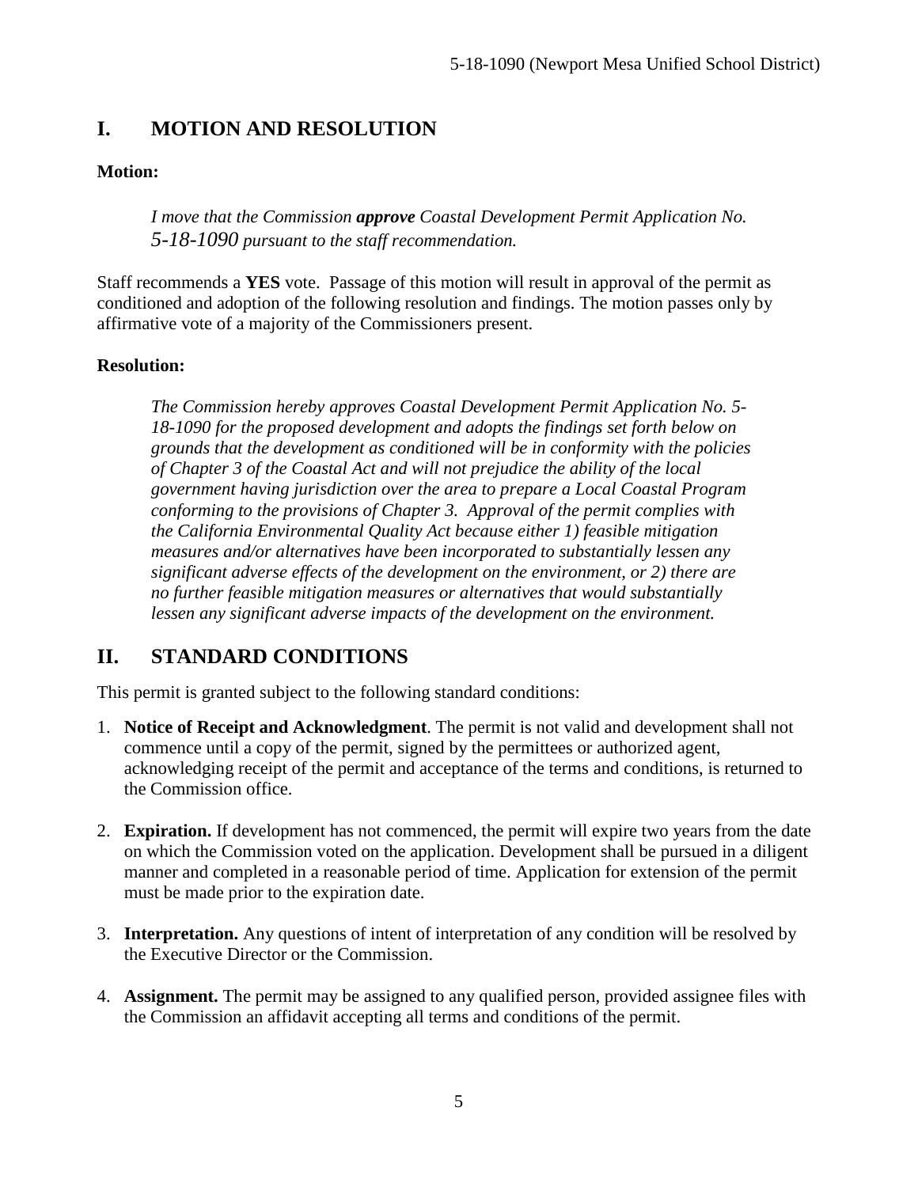## I. MOTION AND RESOLUTION

**Motion:**

> *I move that the Commission **approve** Coastal Development Permit Application No. 5-18-1090 pursuant to the staff recommendation.*

Staff recommends a **YES** vote. Passage of this motion will result in approval of the permit as conditioned and adoption of the following resolution and findings. The motion passes only by affirmative vote of a majority of the Commissioners present.

**Resolution:**

> *The Commission hereby approves Coastal Development Permit Application No. 5-18-1090 for the proposed development and adopts the findings set forth below on grounds that the development as conditioned will be in conformity with the policies of Chapter 3 of the Coastal Act and will not prejudice the ability of the local government having jurisdiction over the area to prepare a Local Coastal Program conforming to the provisions of Chapter 3. Approval of the permit complies with the California Environmental Quality Act because either 1) feasible mitigation measures and/or alternatives have been incorporated to substantially lessen any significant adverse effects of the development on the environment, or 2) there are no further feasible mitigation measures or alternatives that would substantially lessen any significant adverse impacts of the development on the environment.*

## II. STANDARD CONDITIONS

This permit is granted subject to the following standard conditions:

1. **Notice of Receipt and Acknowledgment**. The permit is not valid and development shall not commence until a copy of the permit, signed by the permittees or authorized agent, acknowledging receipt of the permit and acceptance of the terms and conditions, is returned to the Commission office.

2. **Expiration.** If development has not commenced, the permit will expire two years from the date on which the Commission voted on the application. Development shall be pursued in a diligent manner and completed in a reasonable period of time. Application for extension of the permit must be made prior to the expiration date.

3. **Interpretation.** Any questions of intent of interpretation of any condition will be resolved by the Executive Director or the Commission.

4. **Assignment.** The permit may be assigned to any qualified person, provided assignee files with the Commission an affidavit accepting all terms and conditions of the permit.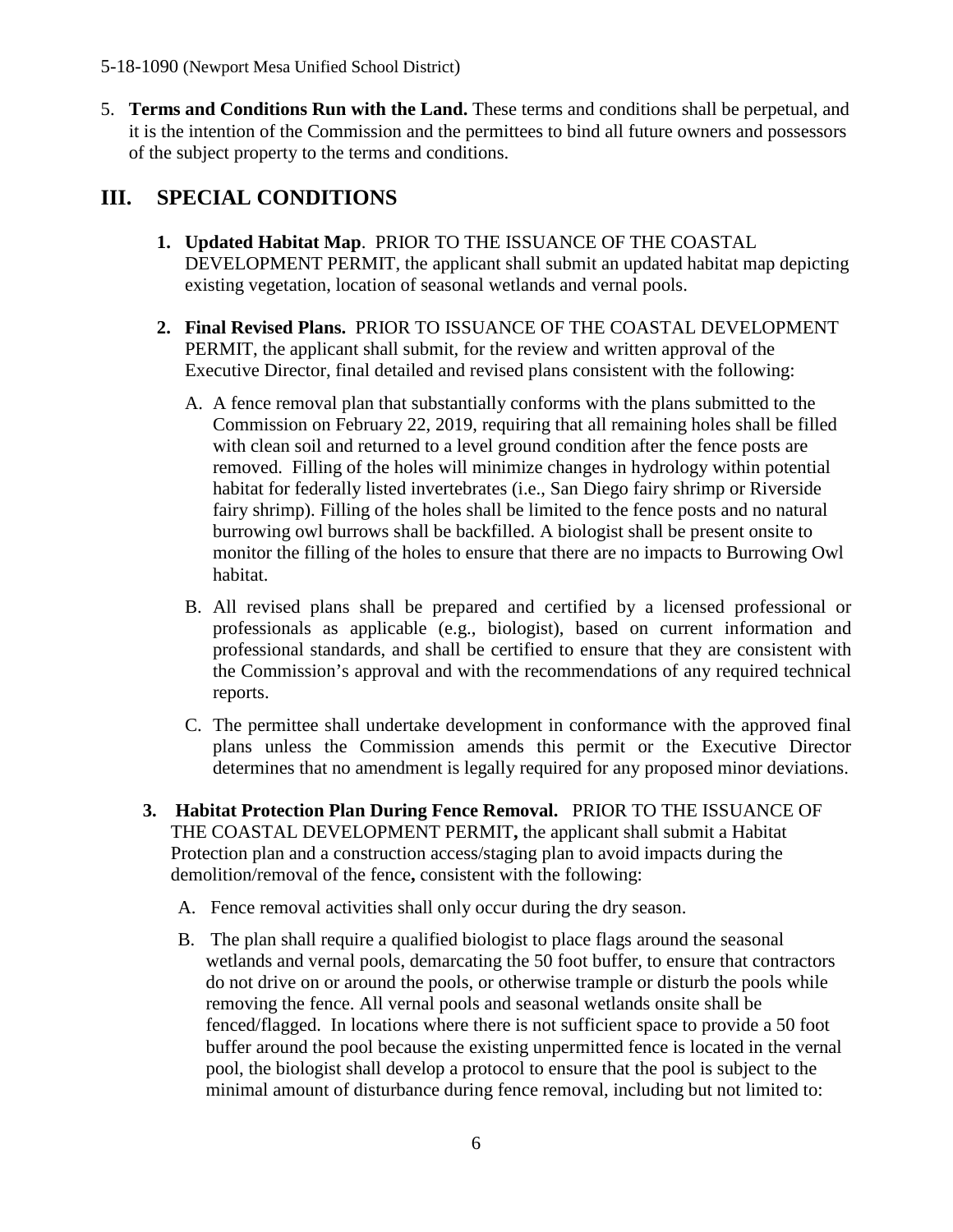5. **Terms and Conditions Run with the Land.** These terms and conditions shall be perpetual, and it is the intention of the Commission and the permittees to bind all future owners and possessors of the subject property to the terms and conditions.

## III. SPECIAL CONDITIONS

1. **Updated Habitat Map**. PRIOR TO THE ISSUANCE OF THE COASTAL DEVELOPMENT PERMIT, the applicant shall submit an updated habitat map depicting existing vegetation, location of seasonal wetlands and vernal pools.

2. **Final Revised Plans.** PRIOR TO ISSUANCE OF THE COASTAL DEVELOPMENT PERMIT, the applicant shall submit, for the review and written approval of the Executive Director, final detailed and revised plans consistent with the following:

   A. A fence removal plan that substantially conforms with the plans submitted to the Commission on February 22, 2019, requiring that all remaining holes shall be filled with clean soil and returned to a level ground condition after the fence posts are removed. Filling of the holes will minimize changes in hydrology within potential habitat for federally listed invertebrates (i.e., San Diego fairy shrimp or Riverside fairy shrimp). Filling of the holes shall be limited to the fence posts and no natural burrowing owl burrows shall be backfilled. A biologist shall be present onsite to monitor the filling of the holes to ensure that there are no impacts to Burrowing Owl habitat.

   B. All revised plans shall be prepared and certified by a licensed professional or professionals as applicable (e.g., biologist), based on current information and professional standards, and shall be certified to ensure that they are consistent with the Commission's approval and with the recommendations of any required technical reports.

   C. The permittee shall undertake development in conformance with the approved final plans unless the Commission amends this permit or the Executive Director determines that no amendment is legally required for any proposed minor deviations.

3. **Habitat Protection Plan During Fence Removal.** PRIOR TO THE ISSUANCE OF THE COASTAL DEVELOPMENT PERMIT**,** the applicant shall submit a Habitat Protection plan and a construction access/staging plan to avoid impacts during the demolition/removal of the fence**,** consistent with the following:

   A. Fence removal activities shall only occur during the dry season.

   B. The plan shall require a qualified biologist to place flags around the seasonal wetlands and vernal pools, demarcating the 50 foot buffer, to ensure that contractors do not drive on or around the pools, or otherwise trample or disturb the pools while removing the fence. All vernal pools and seasonal wetlands onsite shall be fenced/flagged. In locations where there is not sufficient space to provide a 50 foot buffer around the pool because the existing unpermitted fence is located in the vernal pool, the biologist shall develop a protocol to ensure that the pool is subject to the minimal amount of disturbance during fence removal, including but not limited to: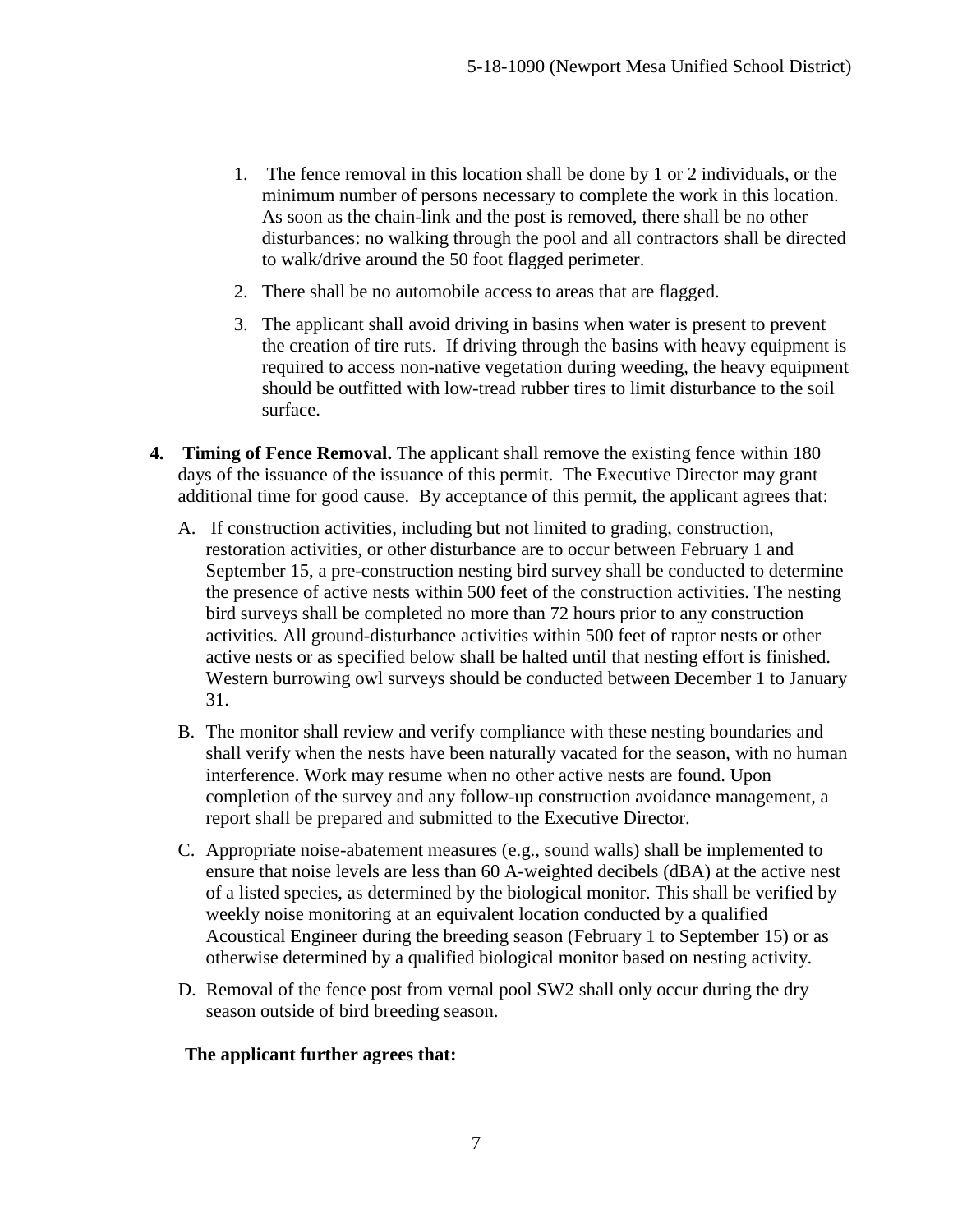1. The fence removal in this location shall be done by 1 or 2 individuals, or the minimum number of persons necessary to complete the work in this location. As soon as the chain-link and the post is removed, there shall be no other disturbances: no walking through the pool and all contractors shall be directed to walk/drive around the 50 foot flagged perimeter.

2. There shall be no automobile access to areas that are flagged.

3. The applicant shall avoid driving in basins when water is present to prevent the creation of tire ruts. If driving through the basins with heavy equipment is required to access non-native vegetation during weeding, the heavy equipment should be outfitted with low-tread rubber tires to limit disturbance to the soil surface.

**4. Timing of Fence Removal.** The applicant shall remove the existing fence within 180 days of the issuance of the issuance of this permit. The Executive Director may grant additional time for good cause. By acceptance of this permit, the applicant agrees that:

A. If construction activities, including but not limited to grading, construction, restoration activities, or other disturbance are to occur between February 1 and September 15, a pre-construction nesting bird survey shall be conducted to determine the presence of active nests within 500 feet of the construction activities. The nesting bird surveys shall be completed no more than 72 hours prior to any construction activities. All ground-disturbance activities within 500 feet of raptor nests or other active nests or as specified below shall be halted until that nesting effort is finished. Western burrowing owl surveys should be conducted between December 1 to January 31.

B. The monitor shall review and verify compliance with these nesting boundaries and shall verify when the nests have been naturally vacated for the season, with no human interference. Work may resume when no other active nests are found. Upon completion of the survey and any follow-up construction avoidance management, a report shall be prepared and submitted to the Executive Director.

C. Appropriate noise-abatement measures (e.g., sound walls) shall be implemented to ensure that noise levels are less than 60 A-weighted decibels (dBA) at the active nest of a listed species, as determined by the biological monitor. This shall be verified by weekly noise monitoring at an equivalent location conducted by a qualified Acoustical Engineer during the breeding season (February 1 to September 15) or as otherwise determined by a qualified biological monitor based on nesting activity.

D. Removal of the fence post from vernal pool SW2 shall only occur during the dry season outside of bird breeding season.

**The applicant further agrees that:**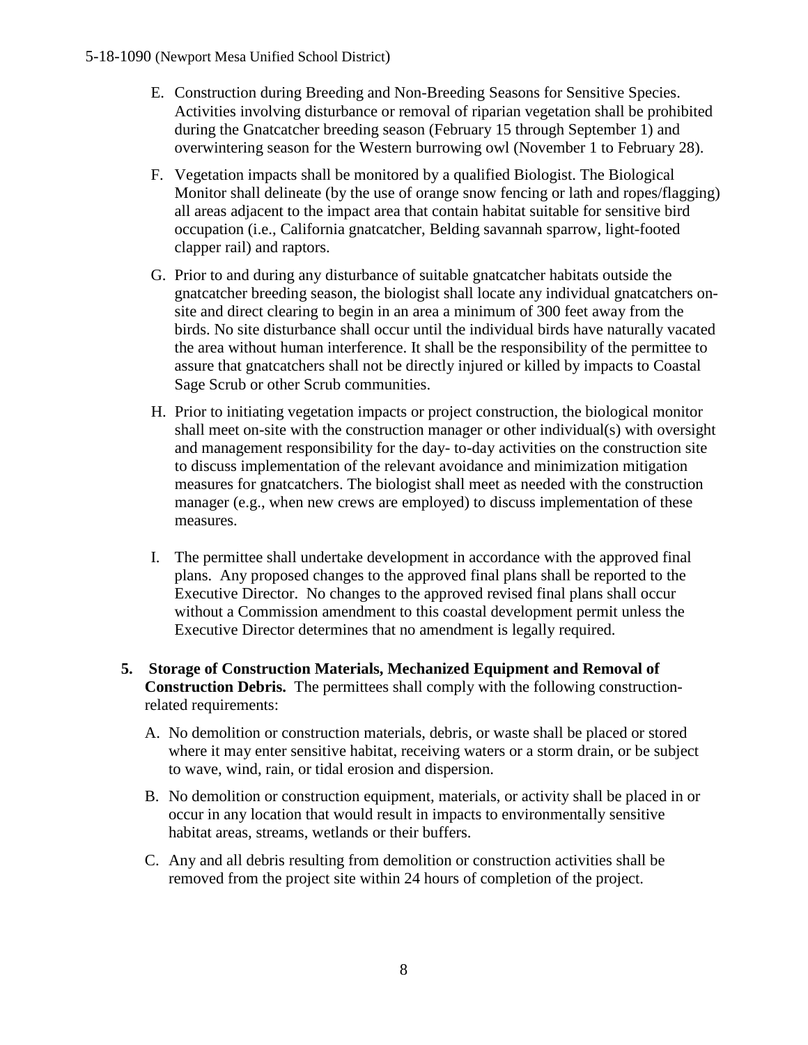E. Construction during Breeding and Non-Breeding Seasons for Sensitive Species. Activities involving disturbance or removal of riparian vegetation shall be prohibited during the Gnatcatcher breeding season (February 15 through September 1) and overwintering season for the Western burrowing owl (November 1 to February 28).

F. Vegetation impacts shall be monitored by a qualified Biologist. The Biological Monitor shall delineate (by the use of orange snow fencing or lath and ropes/flagging) all areas adjacent to the impact area that contain habitat suitable for sensitive bird occupation (i.e., California gnatcatcher, Belding savannah sparrow, light-footed clapper rail) and raptors.

G. Prior to and during any disturbance of suitable gnatcatcher habitats outside the gnatcatcher breeding season, the biologist shall locate any individual gnatcatchers on-site and direct clearing to begin in an area a minimum of 300 feet away from the birds. No site disturbance shall occur until the individual birds have naturally vacated the area without human interference. It shall be the responsibility of the permittee to assure that gnatcatchers shall not be directly injured or killed by impacts to Coastal Sage Scrub or other Scrub communities.

H. Prior to initiating vegetation impacts or project construction, the biological monitor shall meet on-site with the construction manager or other individual(s) with oversight and management responsibility for the day- to-day activities on the construction site to discuss implementation of the relevant avoidance and minimization mitigation measures for gnatcatchers. The biologist shall meet as needed with the construction manager (e.g., when new crews are employed) to discuss implementation of these measures.

I. The permittee shall undertake development in accordance with the approved final plans. Any proposed changes to the approved final plans shall be reported to the Executive Director. No changes to the approved revised final plans shall occur without a Commission amendment to this coastal development permit unless the Executive Director determines that no amendment is legally required.

**5. Storage of Construction Materials, Mechanized Equipment and Removal of Construction Debris.** The permittees shall comply with the following construction-related requirements:

A. No demolition or construction materials, debris, or waste shall be placed or stored where it may enter sensitive habitat, receiving waters or a storm drain, or be subject to wave, wind, rain, or tidal erosion and dispersion.

B. No demolition or construction equipment, materials, or activity shall be placed in or occur in any location that would result in impacts to environmentally sensitive habitat areas, streams, wetlands or their buffers.

C. Any and all debris resulting from demolition or construction activities shall be removed from the project site within 24 hours of completion of the project.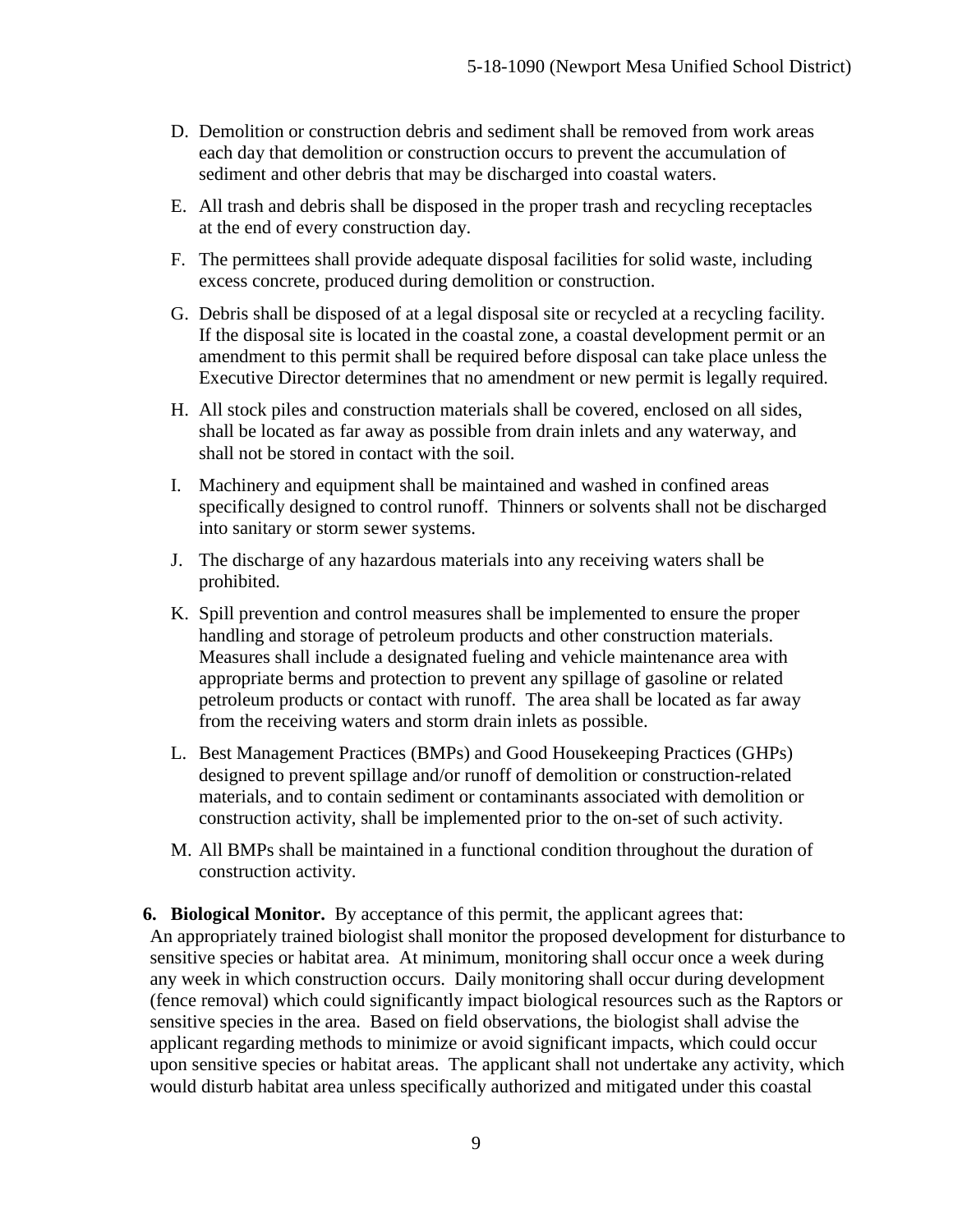D. Demolition or construction debris and sediment shall be removed from work areas each day that demolition or construction occurs to prevent the accumulation of sediment and other debris that may be discharged into coastal waters.

E. All trash and debris shall be disposed in the proper trash and recycling receptacles at the end of every construction day.

F. The permittees shall provide adequate disposal facilities for solid waste, including excess concrete, produced during demolition or construction.

G. Debris shall be disposed of at a legal disposal site or recycled at a recycling facility. If the disposal site is located in the coastal zone, a coastal development permit or an amendment to this permit shall be required before disposal can take place unless the Executive Director determines that no amendment or new permit is legally required.

H. All stock piles and construction materials shall be covered, enclosed on all sides, shall be located as far away as possible from drain inlets and any waterway, and shall not be stored in contact with the soil.

I. Machinery and equipment shall be maintained and washed in confined areas specifically designed to control runoff. Thinners or solvents shall not be discharged into sanitary or storm sewer systems.

J. The discharge of any hazardous materials into any receiving waters shall be prohibited.

K. Spill prevention and control measures shall be implemented to ensure the proper handling and storage of petroleum products and other construction materials. Measures shall include a designated fueling and vehicle maintenance area with appropriate berms and protection to prevent any spillage of gasoline or related petroleum products or contact with runoff. The area shall be located as far away from the receiving waters and storm drain inlets as possible.

L. Best Management Practices (BMPs) and Good Housekeeping Practices (GHPs) designed to prevent spillage and/or runoff of demolition or construction-related materials, and to contain sediment or contaminants associated with demolition or construction activity, shall be implemented prior to the on-set of such activity.

M. All BMPs shall be maintained in a functional condition throughout the duration of construction activity.

6. **Biological Monitor.** By acceptance of this permit, the applicant agrees that:
An appropriately trained biologist shall monitor the proposed development for disturbance to sensitive species or habitat area. At minimum, monitoring shall occur once a week during any week in which construction occurs. Daily monitoring shall occur during development (fence removal) which could significantly impact biological resources such as the Raptors or sensitive species in the area. Based on field observations, the biologist shall advise the applicant regarding methods to minimize or avoid significant impacts, which could occur upon sensitive species or habitat areas. The applicant shall not undertake any activity, which would disturb habitat area unless specifically authorized and mitigated under this coastal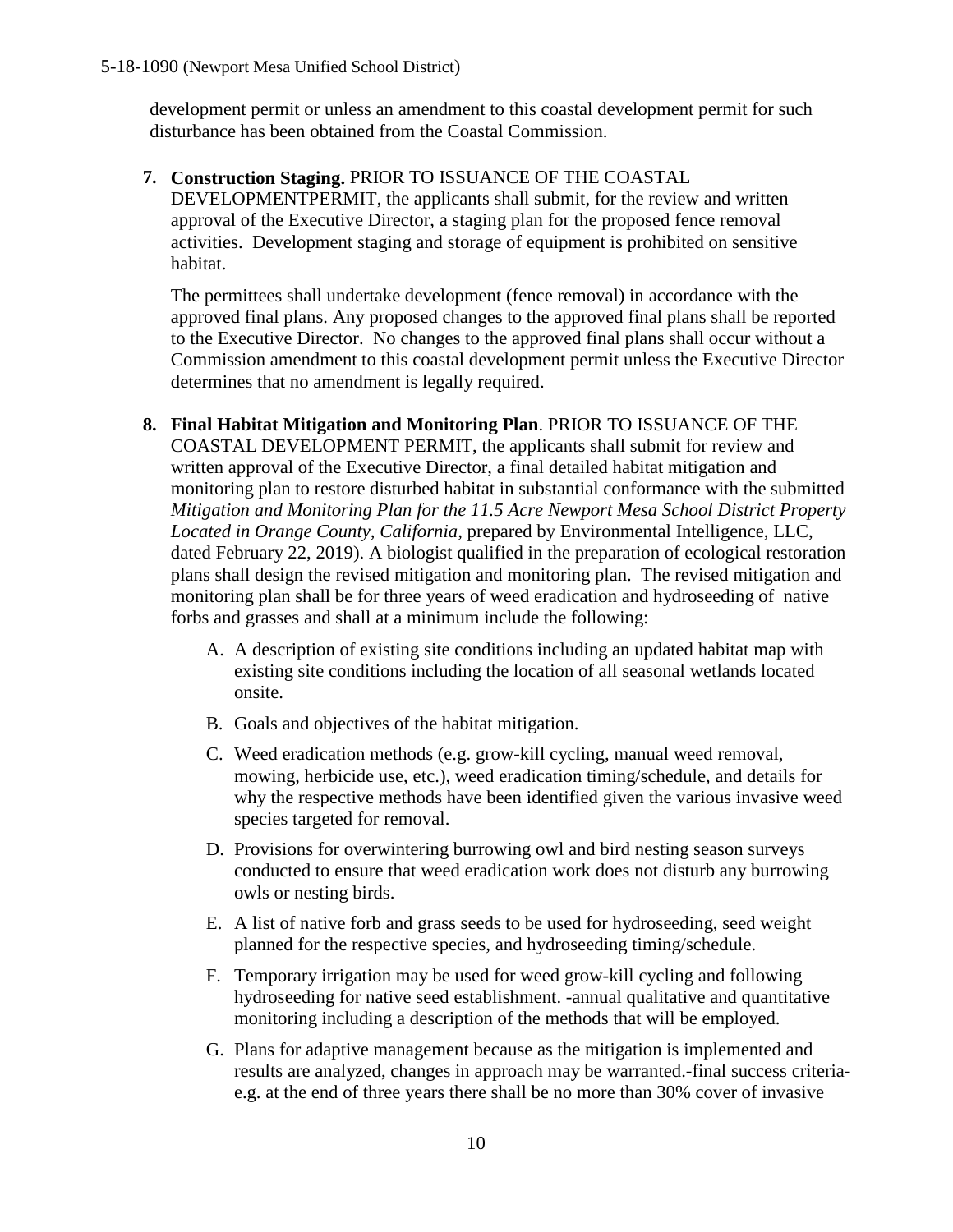development permit or unless an amendment to this coastal development permit for such disturbance has been obtained from the Coastal Commission.

7. **Construction Staging.** PRIOR TO ISSUANCE OF THE COASTAL DEVELOPMENTPERMIT, the applicants shall submit, for the review and written approval of the Executive Director, a staging plan for the proposed fence removal activities. Development staging and storage of equipment is prohibited on sensitive habitat.

   The permittees shall undertake development (fence removal) in accordance with the approved final plans. Any proposed changes to the approved final plans shall be reported to the Executive Director. No changes to the approved final plans shall occur without a Commission amendment to this coastal development permit unless the Executive Director determines that no amendment is legally required.

8. **Final Habitat Mitigation and Monitoring Plan**. PRIOR TO ISSUANCE OF THE COASTAL DEVELOPMENT PERMIT, the applicants shall submit for review and written approval of the Executive Director, a final detailed habitat mitigation and monitoring plan to restore disturbed habitat in substantial conformance with the submitted *Mitigation and Monitoring Plan for the 11.5 Acre Newport Mesa School District Property Located in Orange County, California*, prepared by Environmental Intelligence, LLC, dated February 22, 2019). A biologist qualified in the preparation of ecological restoration plans shall design the revised mitigation and monitoring plan. The revised mitigation and monitoring plan shall be for three years of weed eradication and hydroseeding of native forbs and grasses and shall at a minimum include the following:

   A. A description of existing site conditions including an updated habitat map with existing site conditions including the location of all seasonal wetlands located onsite.

   B. Goals and objectives of the habitat mitigation.

   C. Weed eradication methods (e.g. grow-kill cycling, manual weed removal, mowing, herbicide use, etc.), weed eradication timing/schedule, and details for why the respective methods have been identified given the various invasive weed species targeted for removal.

   D. Provisions for overwintering burrowing owl and bird nesting season surveys conducted to ensure that weed eradication work does not disturb any burrowing owls or nesting birds.

   E. A list of native forb and grass seeds to be used for hydroseeding, seed weight planned for the respective species, and hydroseeding timing/schedule.

   F. Temporary irrigation may be used for weed grow-kill cycling and following hydroseeding for native seed establishment. -annual qualitative and quantitative monitoring including a description of the methods that will be employed.

   G. Plans for adaptive management because as the mitigation is implemented and results are analyzed, changes in approach may be warranted.-final success criteria- e.g. at the end of three years there shall be no more than 30% cover of invasive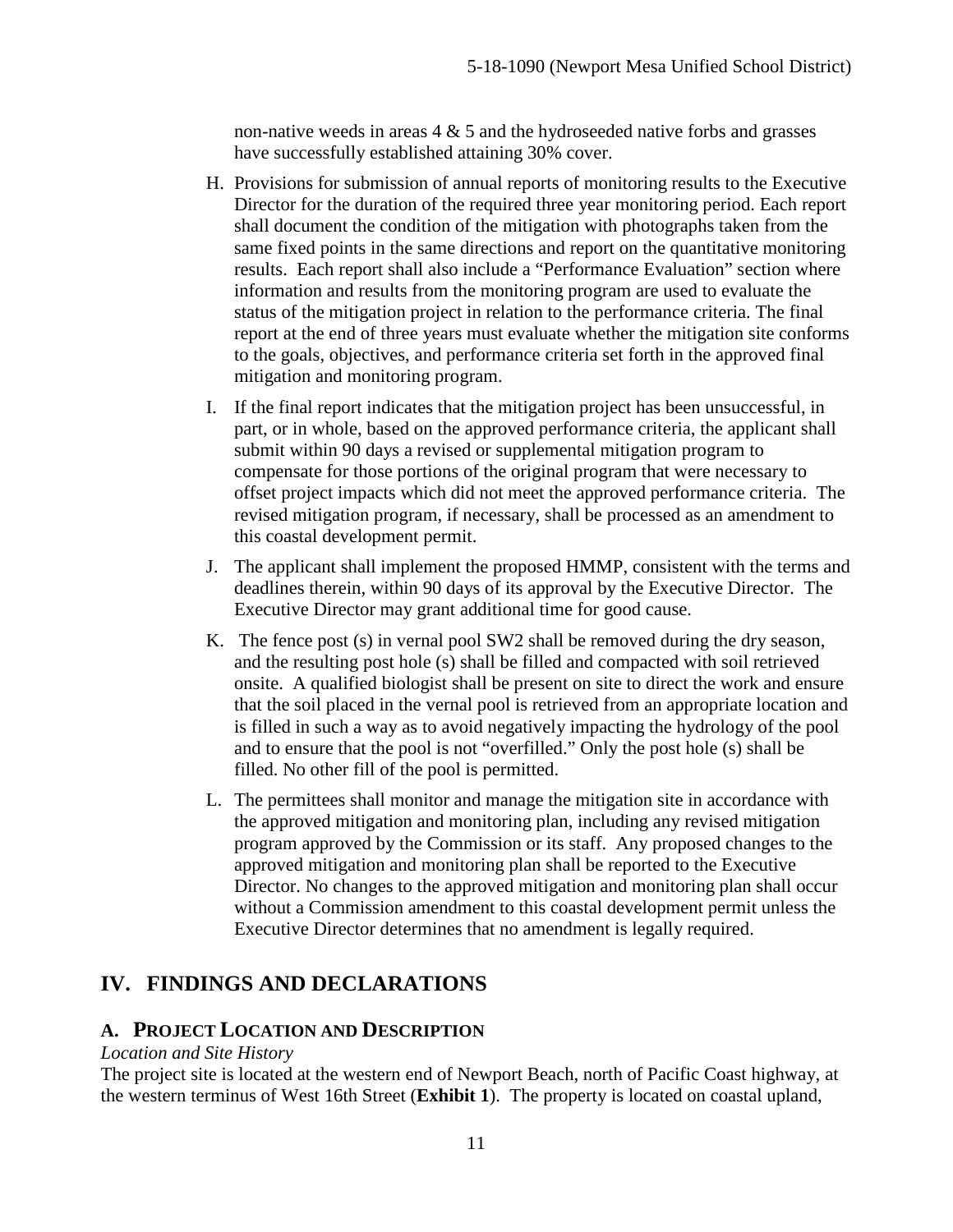non-native weeds in areas 4 & 5 and the hydroseeded native forbs and grasses have successfully established attaining 30% cover.

H. Provisions for submission of annual reports of monitoring results to the Executive Director for the duration of the required three year monitoring period. Each report shall document the condition of the mitigation with photographs taken from the same fixed points in the same directions and report on the quantitative monitoring results. Each report shall also include a "Performance Evaluation" section where information and results from the monitoring program are used to evaluate the status of the mitigation project in relation to the performance criteria. The final report at the end of three years must evaluate whether the mitigation site conforms to the goals, objectives, and performance criteria set forth in the approved final mitigation and monitoring program.

I. If the final report indicates that the mitigation project has been unsuccessful, in part, or in whole, based on the approved performance criteria, the applicant shall submit within 90 days a revised or supplemental mitigation program to compensate for those portions of the original program that were necessary to offset project impacts which did not meet the approved performance criteria. The revised mitigation program, if necessary, shall be processed as an amendment to this coastal development permit.

J. The applicant shall implement the proposed HMMP, consistent with the terms and deadlines therein, within 90 days of its approval by the Executive Director. The Executive Director may grant additional time for good cause.

K. The fence post (s) in vernal pool SW2 shall be removed during the dry season, and the resulting post hole (s) shall be filled and compacted with soil retrieved onsite. A qualified biologist shall be present on site to direct the work and ensure that the soil placed in the vernal pool is retrieved from an appropriate location and is filled in such a way as to avoid negatively impacting the hydrology of the pool and to ensure that the pool is not "overfilled." Only the post hole (s) shall be filled. No other fill of the pool is permitted.

L. The permittees shall monitor and manage the mitigation site in accordance with the approved mitigation and monitoring plan, including any revised mitigation program approved by the Commission or its staff. Any proposed changes to the approved mitigation and monitoring plan shall be reported to the Executive Director. No changes to the approved mitigation and monitoring plan shall occur without a Commission amendment to this coastal development permit unless the Executive Director determines that no amendment is legally required.

## IV. FINDINGS AND DECLARATIONS

### A. Project Location and Description

*Location and Site History*

The project site is located at the western end of Newport Beach, north of Pacific Coast highway, at the western terminus of West 16th Street (**Exhibit 1**). The property is located on coastal upland,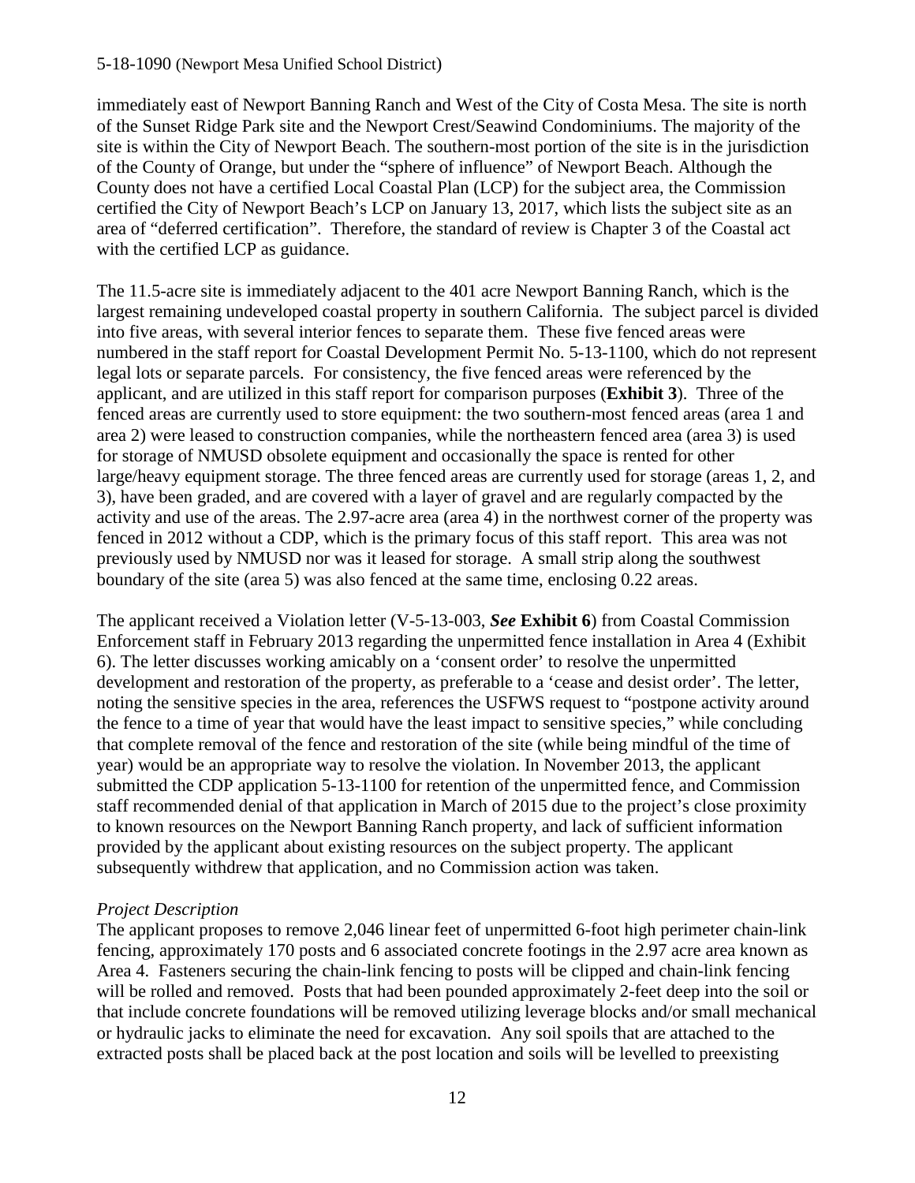immediately east of Newport Banning Ranch and West of the City of Costa Mesa. The site is north of the Sunset Ridge Park site and the Newport Crest/Seawind Condominiums. The majority of the site is within the City of Newport Beach. The southern-most portion of the site is in the jurisdiction of the County of Orange, but under the "sphere of influence" of Newport Beach. Although the County does not have a certified Local Coastal Plan (LCP) for the subject area, the Commission certified the City of Newport Beach's LCP on January 13, 2017, which lists the subject site as an area of "deferred certification". Therefore, the standard of review is Chapter 3 of the Coastal act with the certified LCP as guidance.

The 11.5-acre site is immediately adjacent to the 401 acre Newport Banning Ranch, which is the largest remaining undeveloped coastal property in southern California. The subject parcel is divided into five areas, with several interior fences to separate them. These five fenced areas were numbered in the staff report for Coastal Development Permit No. 5-13-1100, which do not represent legal lots or separate parcels. For consistency, the five fenced areas were referenced by the applicant, and are utilized in this staff report for comparison purposes (**Exhibit 3**). Three of the fenced areas are currently used to store equipment: the two southern-most fenced areas (area 1 and area 2) were leased to construction companies, while the northeastern fenced area (area 3) is used for storage of NMUSD obsolete equipment and occasionally the space is rented for other large/heavy equipment storage. The three fenced areas are currently used for storage (areas 1, 2, and 3), have been graded, and are covered with a layer of gravel and are regularly compacted by the activity and use of the areas. The 2.97-acre area (area 4) in the northwest corner of the property was fenced in 2012 without a CDP, which is the primary focus of this staff report. This area was not previously used by NMUSD nor was it leased for storage. A small strip along the southwest boundary of the site (area 5) was also fenced at the same time, enclosing 0.22 areas.

The applicant received a Violation letter (V-5-13-003, ***See* Exhibit 6**) from Coastal Commission Enforcement staff in February 2013 regarding the unpermitted fence installation in Area 4 (Exhibit 6). The letter discusses working amicably on a 'consent order' to resolve the unpermitted development and restoration of the property, as preferable to a 'cease and desist order'. The letter, noting the sensitive species in the area, references the USFWS request to "postpone activity around the fence to a time of year that would have the least impact to sensitive species," while concluding that complete removal of the fence and restoration of the site (while being mindful of the time of year) would be an appropriate way to resolve the violation. In November 2013, the applicant submitted the CDP application 5-13-1100 for retention of the unpermitted fence, and Commission staff recommended denial of that application in March of 2015 due to the project's close proximity to known resources on the Newport Banning Ranch property, and lack of sufficient information provided by the applicant about existing resources on the subject property. The applicant subsequently withdrew that application, and no Commission action was taken.

*Project Description*

The applicant proposes to remove 2,046 linear feet of unpermitted 6-foot high perimeter chain-link fencing, approximately 170 posts and 6 associated concrete footings in the 2.97 acre area known as Area 4. Fasteners securing the chain-link fencing to posts will be clipped and chain-link fencing will be rolled and removed. Posts that had been pounded approximately 2-feet deep into the soil or that include concrete foundations will be removed utilizing leverage blocks and/or small mechanical or hydraulic jacks to eliminate the need for excavation. Any soil spoils that are attached to the extracted posts shall be placed back at the post location and soils will be levelled to preexisting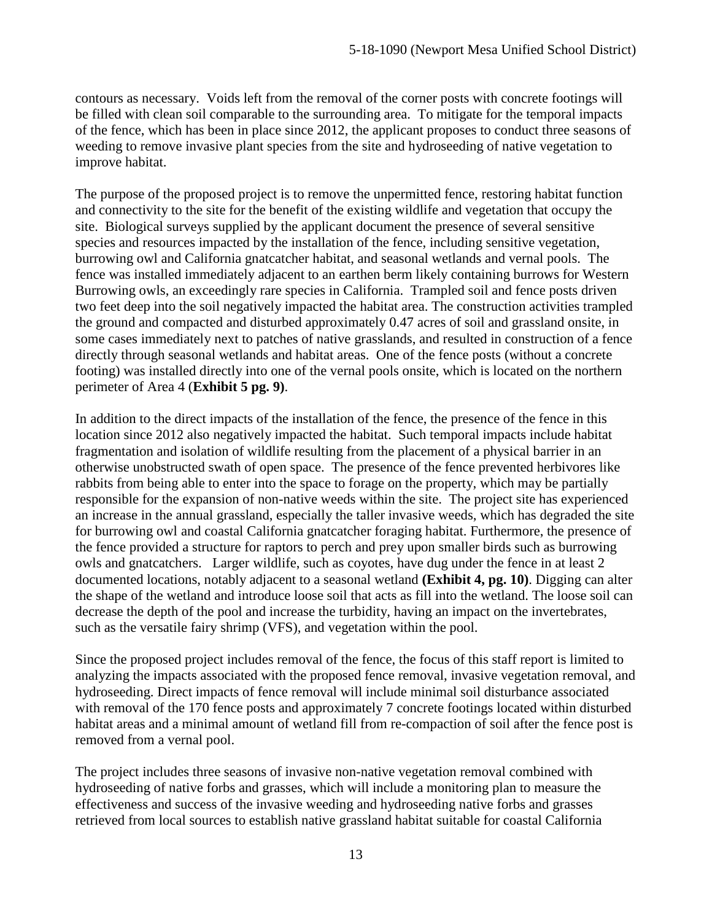contours as necessary. Voids left from the removal of the corner posts with concrete footings will be filled with clean soil comparable to the surrounding area. To mitigate for the temporal impacts of the fence, which has been in place since 2012, the applicant proposes to conduct three seasons of weeding to remove invasive plant species from the site and hydroseeding of native vegetation to improve habitat.

The purpose of the proposed project is to remove the unpermitted fence, restoring habitat function and connectivity to the site for the benefit of the existing wildlife and vegetation that occupy the site. Biological surveys supplied by the applicant document the presence of several sensitive species and resources impacted by the installation of the fence, including sensitive vegetation, burrowing owl and California gnatcatcher habitat, and seasonal wetlands and vernal pools. The fence was installed immediately adjacent to an earthen berm likely containing burrows for Western Burrowing owls, an exceedingly rare species in California. Trampled soil and fence posts driven two feet deep into the soil negatively impacted the habitat area. The construction activities trampled the ground and compacted and disturbed approximately 0.47 acres of soil and grassland onsite, in some cases immediately next to patches of native grasslands, and resulted in construction of a fence directly through seasonal wetlands and habitat areas. One of the fence posts (without a concrete footing) was installed directly into one of the vernal pools onsite, which is located on the northern perimeter of Area 4 (**Exhibit 5 pg. 9)**.

In addition to the direct impacts of the installation of the fence, the presence of the fence in this location since 2012 also negatively impacted the habitat. Such temporal impacts include habitat fragmentation and isolation of wildlife resulting from the placement of a physical barrier in an otherwise unobstructed swath of open space. The presence of the fence prevented herbivores like rabbits from being able to enter into the space to forage on the property, which may be partially responsible for the expansion of non-native weeds within the site. The project site has experienced an increase in the annual grassland, especially the taller invasive weeds, which has degraded the site for burrowing owl and coastal California gnatcatcher foraging habitat. Furthermore, the presence of the fence provided a structure for raptors to perch and prey upon smaller birds such as burrowing owls and gnatcatchers. Larger wildlife, such as coyotes, have dug under the fence in at least 2 documented locations, notably adjacent to a seasonal wetland **(Exhibit 4, pg. 10)**. Digging can alter the shape of the wetland and introduce loose soil that acts as fill into the wetland. The loose soil can decrease the depth of the pool and increase the turbidity, having an impact on the invertebrates, such as the versatile fairy shrimp (VFS), and vegetation within the pool.

Since the proposed project includes removal of the fence, the focus of this staff report is limited to analyzing the impacts associated with the proposed fence removal, invasive vegetation removal, and hydroseeding. Direct impacts of fence removal will include minimal soil disturbance associated with removal of the 170 fence posts and approximately 7 concrete footings located within disturbed habitat areas and a minimal amount of wetland fill from re-compaction of soil after the fence post is removed from a vernal pool.

The project includes three seasons of invasive non-native vegetation removal combined with hydroseeding of native forbs and grasses, which will include a monitoring plan to measure the effectiveness and success of the invasive weeding and hydroseeding native forbs and grasses retrieved from local sources to establish native grassland habitat suitable for coastal California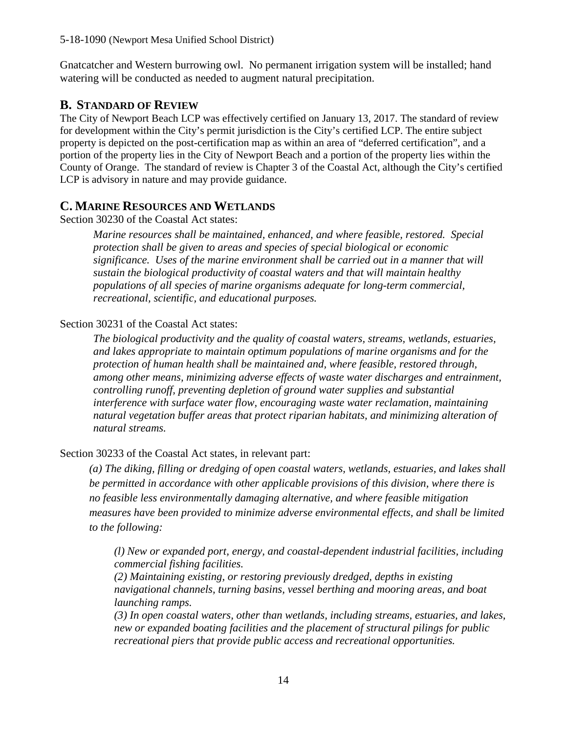Gnatcatcher and Western burrowing owl. No permanent irrigation system will be installed; hand watering will be conducted as needed to augment natural precipitation.

## B. STANDARD OF REVIEW

The City of Newport Beach LCP was effectively certified on January 13, 2017. The standard of review for development within the City's permit jurisdiction is the City's certified LCP. The entire subject property is depicted on the post-certification map as within an area of "deferred certification", and a portion of the property lies in the City of Newport Beach and a portion of the property lies within the County of Orange. The standard of review is Chapter 3 of the Coastal Act, although the City's certified LCP is advisory in nature and may provide guidance.

## C. MARINE RESOURCES AND WETLANDS

Section 30230 of the Coastal Act states:

> *Marine resources shall be maintained, enhanced, and where feasible, restored. Special protection shall be given to areas and species of special biological or economic significance. Uses of the marine environment shall be carried out in a manner that will sustain the biological productivity of coastal waters and that will maintain healthy populations of all species of marine organisms adequate for long-term commercial, recreational, scientific, and educational purposes.*

Section 30231 of the Coastal Act states:

> *The biological productivity and the quality of coastal waters, streams, wetlands, estuaries, and lakes appropriate to maintain optimum populations of marine organisms and for the protection of human health shall be maintained and, where feasible, restored through, among other means, minimizing adverse effects of waste water discharges and entrainment, controlling runoff, preventing depletion of ground water supplies and substantial interference with surface water flow, encouraging waste water reclamation, maintaining natural vegetation buffer areas that protect riparian habitats, and minimizing alteration of natural streams.*

Section 30233 of the Coastal Act states, in relevant part:

> *(a) The diking, filling or dredging of open coastal waters, wetlands, estuaries, and lakes shall be permitted in accordance with other applicable provisions of this division, where there is no feasible less environmentally damaging alternative, and where feasible mitigation measures have been provided to minimize adverse environmental effects, and shall be limited to the following:*
>
> > *(l) New or expanded port, energy, and coastal-dependent industrial facilities, including commercial fishing facilities.*
> > *(2) Maintaining existing, or restoring previously dredged, depths in existing navigational channels, turning basins, vessel berthing and mooring areas, and boat launching ramps.*
> > *(3) In open coastal waters, other than wetlands, including streams, estuaries, and lakes, new or expanded boating facilities and the placement of structural pilings for public recreational piers that provide public access and recreational opportunities.*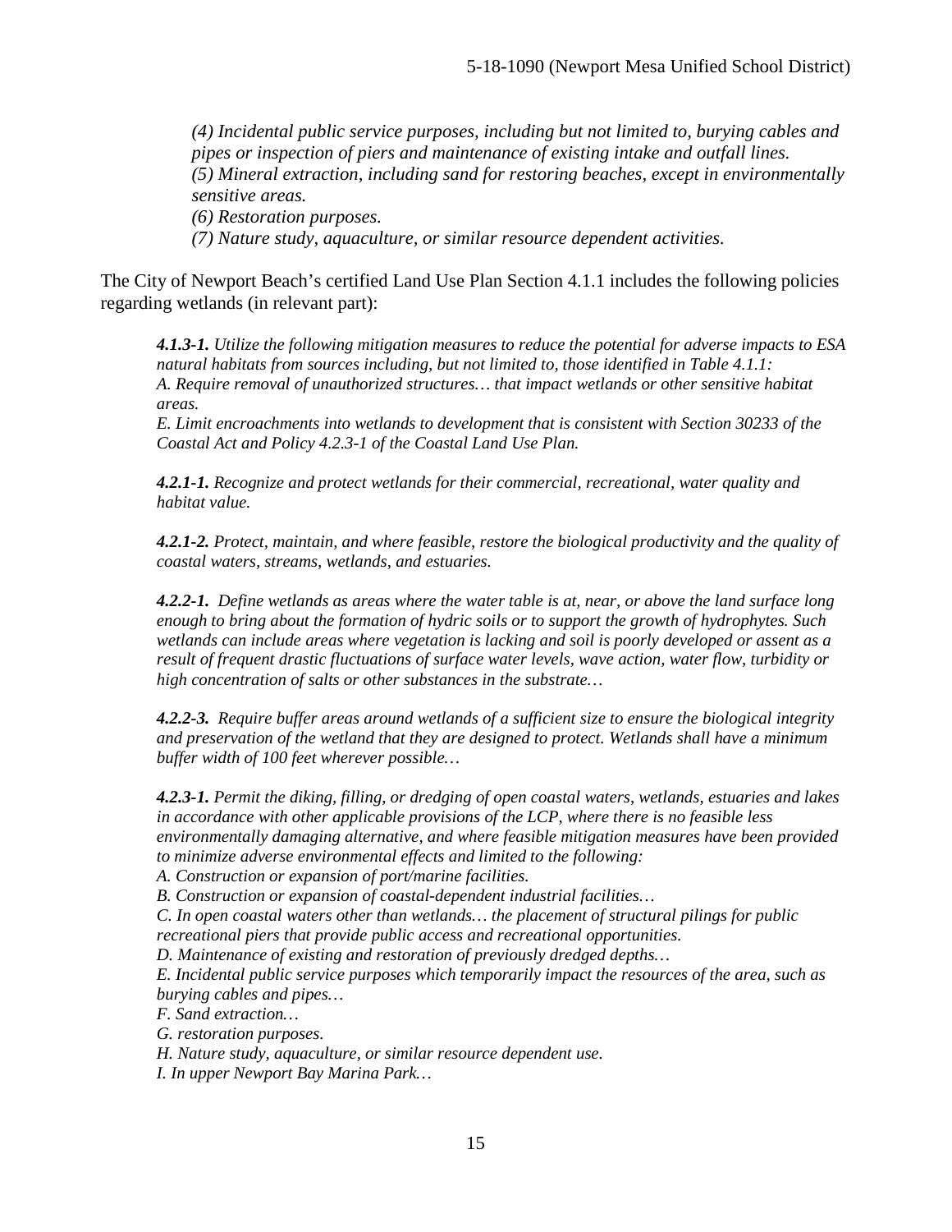*(4) Incidental public service purposes, including but not limited to, burying cables and pipes or inspection of piers and maintenance of existing intake and outfall lines.*
*(5) Mineral extraction, including sand for restoring beaches, except in environmentally sensitive areas.*
*(6) Restoration purposes.*
*(7) Nature study, aquaculture, or similar resource dependent activities.*

The City of Newport Beach's certified Land Use Plan Section 4.1.1 includes the following policies regarding wetlands (in relevant part):

***4.1.3-1.*** *Utilize the following mitigation measures to reduce the potential for adverse impacts to ESA natural habitats from sources including, but not limited to, those identified in Table 4.1.1:*
*A. Require removal of unauthorized structures… that impact wetlands or other sensitive habitat areas.*
*E. Limit encroachments into wetlands to development that is consistent with Section 30233 of the Coastal Act and Policy 4.2.3-1 of the Coastal Land Use Plan.*

***4.2.1-1.*** *Recognize and protect wetlands for their commercial, recreational, water quality and habitat value.*

***4.2.1-2.*** *Protect, maintain, and where feasible, restore the biological productivity and the quality of coastal waters, streams, wetlands, and estuaries.*

***4.2.2-1.*** *Define wetlands as areas where the water table is at, near, or above the land surface long enough to bring about the formation of hydric soils or to support the growth of hydrophytes. Such wetlands can include areas where vegetation is lacking and soil is poorly developed or assent as a result of frequent drastic fluctuations of surface water levels, wave action, water flow, turbidity or high concentration of salts or other substances in the substrate…*

***4.2.2-3.*** *Require buffer areas around wetlands of a sufficient size to ensure the biological integrity and preservation of the wetland that they are designed to protect. Wetlands shall have a minimum buffer width of 100 feet wherever possible…*

***4.2.3-1.*** *Permit the diking, filling, or dredging of open coastal waters, wetlands, estuaries and lakes in accordance with other applicable provisions of the LCP, where there is no feasible less environmentally damaging alternative, and where feasible mitigation measures have been provided to minimize adverse environmental effects and limited to the following:*
*A. Construction or expansion of port/marine facilities.*
*B. Construction or expansion of coastal-dependent industrial facilities…*
*C. In open coastal waters other than wetlands… the placement of structural pilings for public recreational piers that provide public access and recreational opportunities.*
*D. Maintenance of existing and restoration of previously dredged depths…*
*E. Incidental public service purposes which temporarily impact the resources of the area, such as burying cables and pipes…*
*F. Sand extraction…*
*G. restoration purposes.*
*H. Nature study, aquaculture, or similar resource dependent use.*
*I. In upper Newport Bay Marina Park…*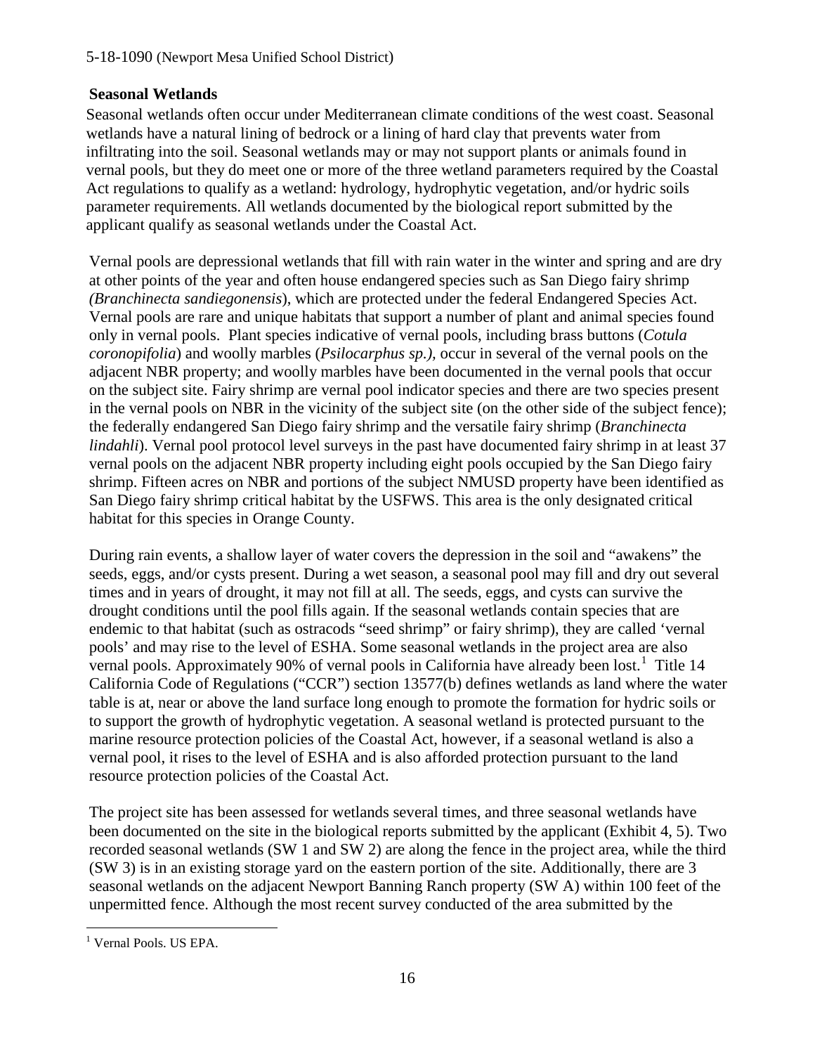**Seasonal Wetlands**

Seasonal wetlands often occur under Mediterranean climate conditions of the west coast. Seasonal wetlands have a natural lining of bedrock or a lining of hard clay that prevents water from infiltrating into the soil. Seasonal wetlands may or may not support plants or animals found in vernal pools, but they do meet one or more of the three wetland parameters required by the Coastal Act regulations to qualify as a wetland: hydrology, hydrophytic vegetation, and/or hydric soils parameter requirements. All wetlands documented by the biological report submitted by the applicant qualify as seasonal wetlands under the Coastal Act.

Vernal pools are depressional wetlands that fill with rain water in the winter and spring and are dry at other points of the year and often house endangered species such as San Diego fairy shrimp (*Branchinecta sandiegonensis*), which are protected under the federal Endangered Species Act. Vernal pools are rare and unique habitats that support a number of plant and animal species found only in vernal pools. Plant species indicative of vernal pools, including brass buttons (*Cotula coronopifolia*) and woolly marbles (*Psilocarphus sp.)*, occur in several of the vernal pools on the adjacent NBR property; and woolly marbles have been documented in the vernal pools that occur on the subject site. Fairy shrimp are vernal pool indicator species and there are two species present in the vernal pools on NBR in the vicinity of the subject site (on the other side of the subject fence); the federally endangered San Diego fairy shrimp and the versatile fairy shrimp (*Branchinecta lindahli*). Vernal pool protocol level surveys in the past have documented fairy shrimp in at least 37 vernal pools on the adjacent NBR property including eight pools occupied by the San Diego fairy shrimp. Fifteen acres on NBR and portions of the subject NMUSD property have been identified as San Diego fairy shrimp critical habitat by the USFWS. This area is the only designated critical habitat for this species in Orange County.

During rain events, a shallow layer of water covers the depression in the soil and "awakens" the seeds, eggs, and/or cysts present. During a wet season, a seasonal pool may fill and dry out several times and in years of drought, it may not fill at all. The seeds, eggs, and cysts can survive the drought conditions until the pool fills again. If the seasonal wetlands contain species that are endemic to that habitat (such as ostracods "seed shrimp" or fairy shrimp), they are called 'vernal pools' and may rise to the level of ESHA. Some seasonal wetlands in the project area are also vernal pools. Approximately 90% of vernal pools in California have already been lost.[1] Title 14 California Code of Regulations ("CCR") section 13577(b) defines wetlands as land where the water table is at, near or above the land surface long enough to promote the formation for hydric soils or to support the growth of hydrophytic vegetation. A seasonal wetland is protected pursuant to the marine resource protection policies of the Coastal Act, however, if a seasonal wetland is also a vernal pool, it rises to the level of ESHA and is also afforded protection pursuant to the land resource protection policies of the Coastal Act.

The project site has been assessed for wetlands several times, and three seasonal wetlands have been documented on the site in the biological reports submitted by the applicant (Exhibit 4, 5). Two recorded seasonal wetlands (SW 1 and SW 2) are along the fence in the project area, while the third (SW 3) is in an existing storage yard on the eastern portion of the site. Additionally, there are 3 seasonal wetlands on the adjacent Newport Banning Ranch property (SW A) within 100 feet of the unpermitted fence. Although the most recent survey conducted of the area submitted by the

[1] Vernal Pools. US EPA.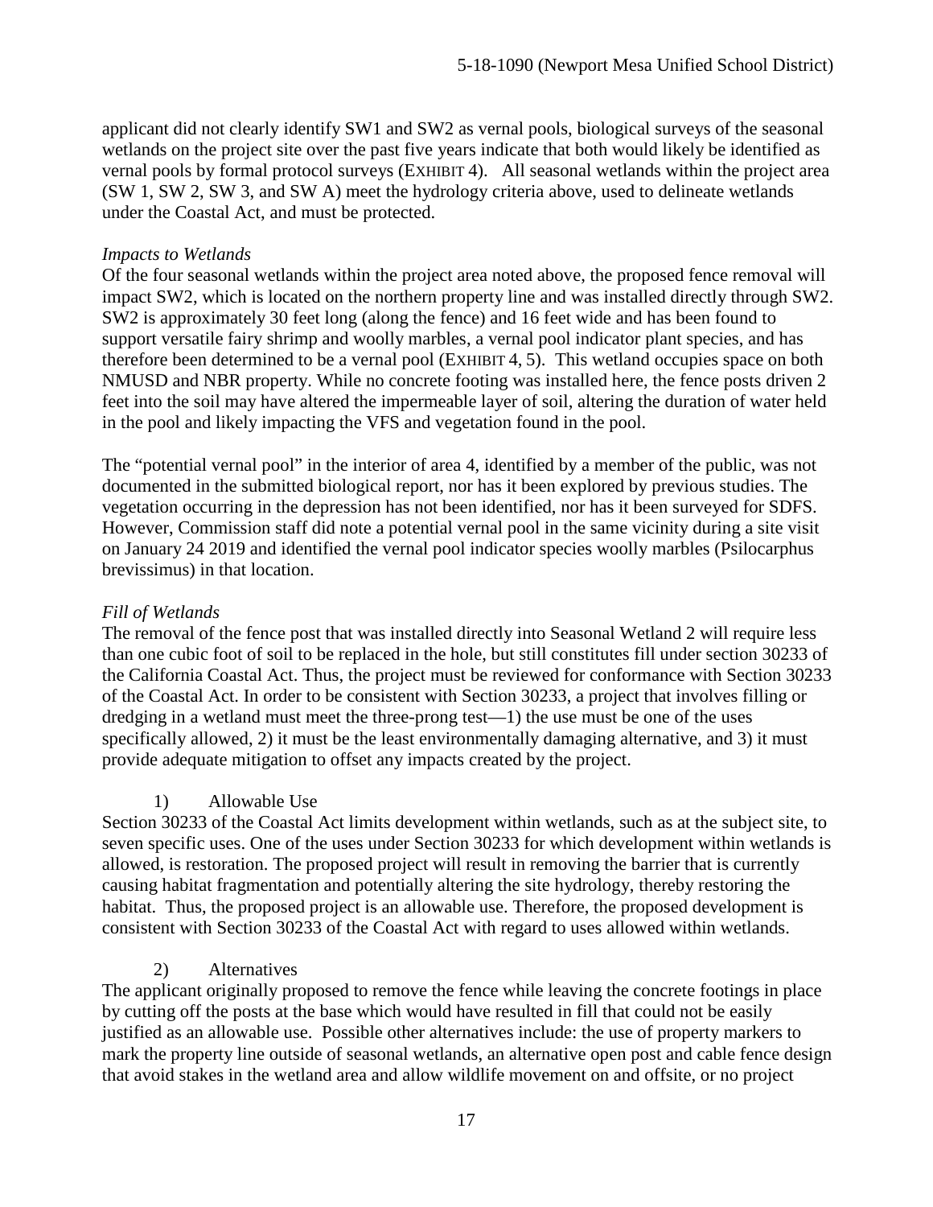applicant did not clearly identify SW1 and SW2 as vernal pools, biological surveys of the seasonal wetlands on the project site over the past five years indicate that both would likely be identified as vernal pools by formal protocol surveys (EXHIBIT 4). All seasonal wetlands within the project area (SW 1, SW 2, SW 3, and SW A) meet the hydrology criteria above, used to delineate wetlands under the Coastal Act, and must be protected.

*Impacts to Wetlands*

Of the four seasonal wetlands within the project area noted above, the proposed fence removal will impact SW2, which is located on the northern property line and was installed directly through SW2. SW2 is approximately 30 feet long (along the fence) and 16 feet wide and has been found to support versatile fairy shrimp and woolly marbles, a vernal pool indicator plant species, and has therefore been determined to be a vernal pool (EXHIBIT 4, 5). This wetland occupies space on both NMUSD and NBR property. While no concrete footing was installed here, the fence posts driven 2 feet into the soil may have altered the impermeable layer of soil, altering the duration of water held in the pool and likely impacting the VFS and vegetation found in the pool.

The "potential vernal pool" in the interior of area 4, identified by a member of the public, was not documented in the submitted biological report, nor has it been explored by previous studies. The vegetation occurring in the depression has not been identified, nor has it been surveyed for SDFS. However, Commission staff did note a potential vernal pool in the same vicinity during a site visit on January 24 2019 and identified the vernal pool indicator species woolly marbles (Psilocarphus brevissimus) in that location.

*Fill of Wetlands*

The removal of the fence post that was installed directly into Seasonal Wetland 2 will require less than one cubic foot of soil to be replaced in the hole, but still constitutes fill under section 30233 of the California Coastal Act. Thus, the project must be reviewed for conformance with Section 30233 of the Coastal Act. In order to be consistent with Section 30233, a project that involves filling or dredging in a wetland must meet the three-prong test—1) the use must be one of the uses specifically allowed, 2) it must be the least environmentally damaging alternative, and 3) it must provide adequate mitigation to offset any impacts created by the project.

1) Allowable Use

Section 30233 of the Coastal Act limits development within wetlands, such as at the subject site, to seven specific uses. One of the uses under Section 30233 for which development within wetlands is allowed, is restoration. The proposed project will result in removing the barrier that is currently causing habitat fragmentation and potentially altering the site hydrology, thereby restoring the habitat. Thus, the proposed project is an allowable use. Therefore, the proposed development is consistent with Section 30233 of the Coastal Act with regard to uses allowed within wetlands.

2) Alternatives

The applicant originally proposed to remove the fence while leaving the concrete footings in place by cutting off the posts at the base which would have resulted in fill that could not be easily justified as an allowable use. Possible other alternatives include: the use of property markers to mark the property line outside of seasonal wetlands, an alternative open post and cable fence design that avoid stakes in the wetland area and allow wildlife movement on and offsite, or no project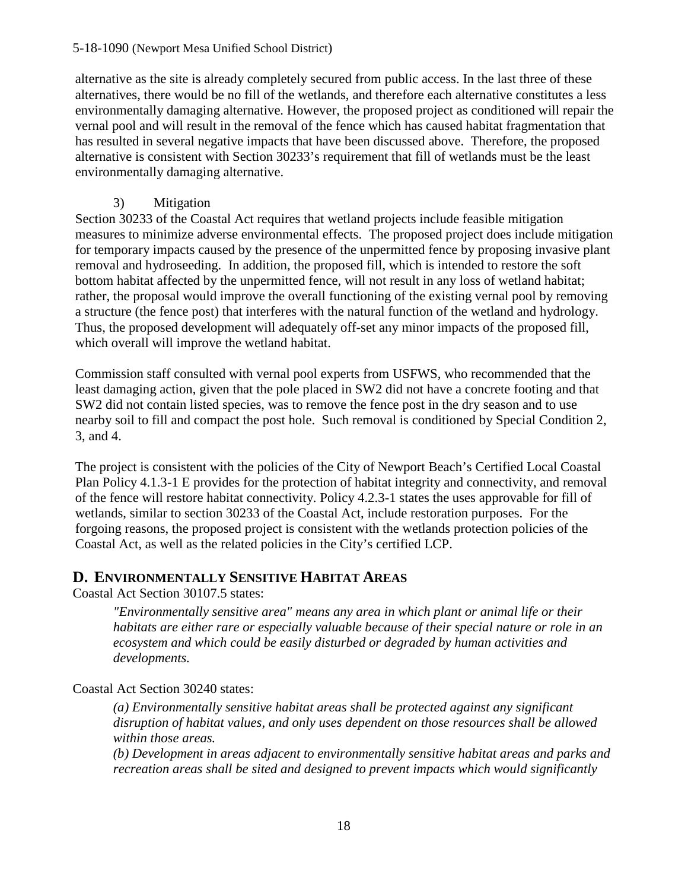alternative as the site is already completely secured from public access. In the last three of these alternatives, there would be no fill of the wetlands, and therefore each alternative constitutes a less environmentally damaging alternative. However, the proposed project as conditioned will repair the vernal pool and will result in the removal of the fence which has caused habitat fragmentation that has resulted in several negative impacts that have been discussed above. Therefore, the proposed alternative is consistent with Section 30233's requirement that fill of wetlands must be the least environmentally damaging alternative.

3) Mitigation

Section 30233 of the Coastal Act requires that wetland projects include feasible mitigation measures to minimize adverse environmental effects. The proposed project does include mitigation for temporary impacts caused by the presence of the unpermitted fence by proposing invasive plant removal and hydroseeding. In addition, the proposed fill, which is intended to restore the soft bottom habitat affected by the unpermitted fence, will not result in any loss of wetland habitat; rather, the proposal would improve the overall functioning of the existing vernal pool by removing a structure (the fence post) that interferes with the natural function of the wetland and hydrology. Thus, the proposed development will adequately off-set any minor impacts of the proposed fill, which overall will improve the wetland habitat.

Commission staff consulted with vernal pool experts from USFWS, who recommended that the least damaging action, given that the pole placed in SW2 did not have a concrete footing and that SW2 did not contain listed species, was to remove the fence post in the dry season and to use nearby soil to fill and compact the post hole. Such removal is conditioned by Special Condition 2, 3, and 4.

The project is consistent with the policies of the City of Newport Beach's Certified Local Coastal Plan Policy 4.1.3-1 E provides for the protection of habitat integrity and connectivity, and removal of the fence will restore habitat connectivity. Policy 4.2.3-1 states the uses approvable for fill of wetlands, similar to section 30233 of the Coastal Act, include restoration purposes. For the forgoing reasons, the proposed project is consistent with the wetlands protection policies of the Coastal Act, as well as the related policies in the City's certified LCP.

## D. Environmentally Sensitive Habitat Areas

Coastal Act Section 30107.5 states:

> *"Environmentally sensitive area" means any area in which plant or animal life or their habitats are either rare or especially valuable because of their special nature or role in an ecosystem and which could be easily disturbed or degraded by human activities and developments.*

Coastal Act Section 30240 states:

> *(a) Environmentally sensitive habitat areas shall be protected against any significant disruption of habitat values, and only uses dependent on those resources shall be allowed within those areas.*
>
> *(b) Development in areas adjacent to environmentally sensitive habitat areas and parks and recreation areas shall be sited and designed to prevent impacts which would significantly*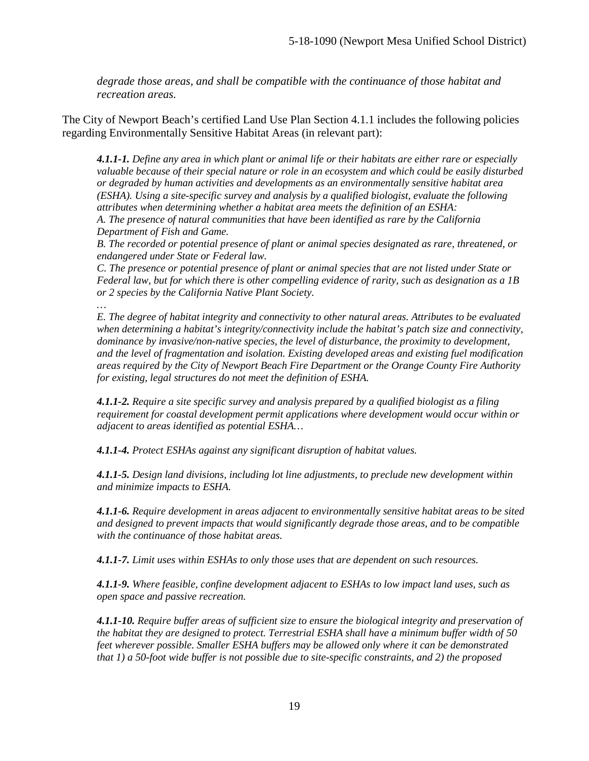*degrade those areas, and shall be compatible with the continuance of those habitat and recreation areas.*

The City of Newport Beach's certified Land Use Plan Section 4.1.1 includes the following policies regarding Environmentally Sensitive Habitat Areas (in relevant part):

> ***4.1.1-1.*** *Define any area in which plant or animal life or their habitats are either rare or especially valuable because of their special nature or role in an ecosystem and which could be easily disturbed or degraded by human activities and developments as an environmentally sensitive habitat area (ESHA). Using a site-specific survey and analysis by a qualified biologist, evaluate the following attributes when determining whether a habitat area meets the definition of an ESHA:*
>
> *A. The presence of natural communities that have been identified as rare by the California Department of Fish and Game.*
>
> *B. The recorded or potential presence of plant or animal species designated as rare, threatened, or endangered under State or Federal law.*
>
> *C. The presence or potential presence of plant or animal species that are not listed under State or Federal law, but for which there is other compelling evidence of rarity, such as designation as a 1B or 2 species by the California Native Plant Society.*
>
> *…*
>
> *E. The degree of habitat integrity and connectivity to other natural areas. Attributes to be evaluated when determining a habitat's integrity/connectivity include the habitat's patch size and connectivity, dominance by invasive/non-native species, the level of disturbance, the proximity to development, and the level of fragmentation and isolation. Existing developed areas and existing fuel modification areas required by the City of Newport Beach Fire Department or the Orange County Fire Authority for existing, legal structures do not meet the definition of ESHA.*
>
> ***4.1.1-2.*** *Require a site specific survey and analysis prepared by a qualified biologist as a filing requirement for coastal development permit applications where development would occur within or adjacent to areas identified as potential ESHA…*
>
> ***4.1.1-4.*** *Protect ESHAs against any significant disruption of habitat values.*
>
> ***4.1.1-5.*** *Design land divisions, including lot line adjustments, to preclude new development within and minimize impacts to ESHA.*
>
> ***4.1.1-6.*** *Require development in areas adjacent to environmentally sensitive habitat areas to be sited and designed to prevent impacts that would significantly degrade those areas, and to be compatible with the continuance of those habitat areas.*
>
> ***4.1.1-7.*** *Limit uses within ESHAs to only those uses that are dependent on such resources.*
>
> ***4.1.1-9.*** *Where feasible, confine development adjacent to ESHAs to low impact land uses, such as open space and passive recreation.*
>
> ***4.1.1-10.*** *Require buffer areas of sufficient size to ensure the biological integrity and preservation of the habitat they are designed to protect. Terrestrial ESHA shall have a minimum buffer width of 50 feet wherever possible. Smaller ESHA buffers may be allowed only where it can be demonstrated that 1) a 50-foot wide buffer is not possible due to site-specific constraints, and 2) the proposed*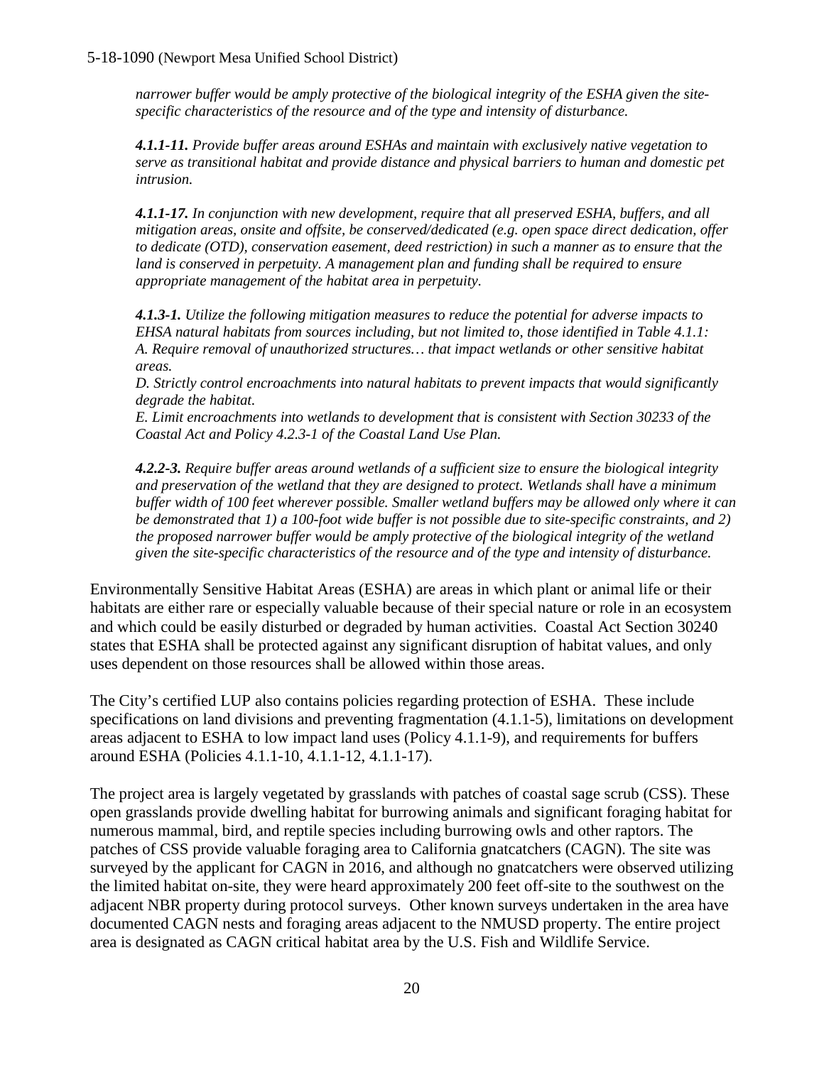*narrower buffer would be amply protective of the biological integrity of the ESHA given the site-specific characteristics of the resource and of the type and intensity of disturbance.*

***4.1.1-11.*** *Provide buffer areas around ESHAs and maintain with exclusively native vegetation to serve as transitional habitat and provide distance and physical barriers to human and domestic pet intrusion.*

***4.1.1-17.*** *In conjunction with new development, require that all preserved ESHA, buffers, and all mitigation areas, onsite and offsite, be conserved/dedicated (e.g. open space direct dedication, offer to dedicate (OTD), conservation easement, deed restriction) in such a manner as to ensure that the land is conserved in perpetuity. A management plan and funding shall be required to ensure appropriate management of the habitat area in perpetuity.*

***4.1.3-1.*** *Utilize the following mitigation measures to reduce the potential for adverse impacts to EHSA natural habitats from sources including, but not limited to, those identified in Table 4.1.1:*
*A. Require removal of unauthorized structures… that impact wetlands or other sensitive habitat areas.*
*D. Strictly control encroachments into natural habitats to prevent impacts that would significantly degrade the habitat.*
*E. Limit encroachments into wetlands to development that is consistent with Section 30233 of the Coastal Act and Policy 4.2.3-1 of the Coastal Land Use Plan.*

***4.2.2-3.*** *Require buffer areas around wetlands of a sufficient size to ensure the biological integrity and preservation of the wetland that they are designed to protect. Wetlands shall have a minimum buffer width of 100 feet wherever possible. Smaller wetland buffers may be allowed only where it can be demonstrated that 1) a 100-foot wide buffer is not possible due to site-specific constraints, and 2) the proposed narrower buffer would be amply protective of the biological integrity of the wetland given the site-specific characteristics of the resource and of the type and intensity of disturbance.*

Environmentally Sensitive Habitat Areas (ESHA) are areas in which plant or animal life or their habitats are either rare or especially valuable because of their special nature or role in an ecosystem and which could be easily disturbed or degraded by human activities. Coastal Act Section 30240 states that ESHA shall be protected against any significant disruption of habitat values, and only uses dependent on those resources shall be allowed within those areas.

The City's certified LUP also contains policies regarding protection of ESHA. These include specifications on land divisions and preventing fragmentation (4.1.1-5), limitations on development areas adjacent to ESHA to low impact land uses (Policy 4.1.1-9), and requirements for buffers around ESHA (Policies 4.1.1-10, 4.1.1-12, 4.1.1-17).

The project area is largely vegetated by grasslands with patches of coastal sage scrub (CSS). These open grasslands provide dwelling habitat for burrowing animals and significant foraging habitat for numerous mammal, bird, and reptile species including burrowing owls and other raptors. The patches of CSS provide valuable foraging area to California gnatcatchers (CAGN). The site was surveyed by the applicant for CAGN in 2016, and although no gnatcatchers were observed utilizing the limited habitat on-site, they were heard approximately 200 feet off-site to the southwest on the adjacent NBR property during protocol surveys. Other known surveys undertaken in the area have documented CAGN nests and foraging areas adjacent to the NMUSD property. The entire project area is designated as CAGN critical habitat area by the U.S. Fish and Wildlife Service.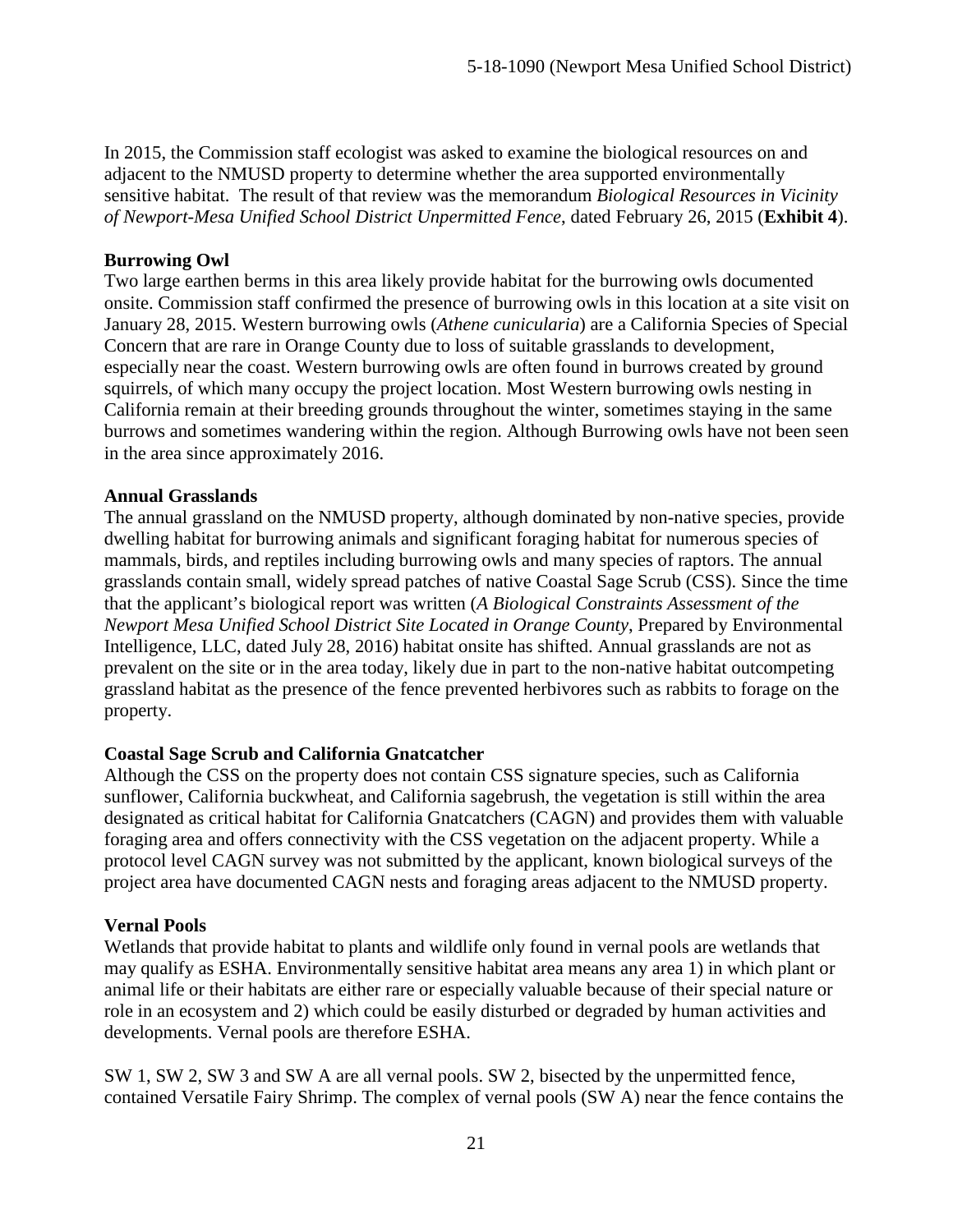In 2015, the Commission staff ecologist was asked to examine the biological resources on and adjacent to the NMUSD property to determine whether the area supported environmentally sensitive habitat. The result of that review was the memorandum *Biological Resources in Vicinity of Newport-Mesa Unified School District Unpermitted Fence*, dated February 26, 2015 (**Exhibit 4**).

**Burrowing Owl**

Two large earthen berms in this area likely provide habitat for the burrowing owls documented onsite. Commission staff confirmed the presence of burrowing owls in this location at a site visit on January 28, 2015. Western burrowing owls (*Athene cunicularia*) are a California Species of Special Concern that are rare in Orange County due to loss of suitable grasslands to development, especially near the coast. Western burrowing owls are often found in burrows created by ground squirrels, of which many occupy the project location. Most Western burrowing owls nesting in California remain at their breeding grounds throughout the winter, sometimes staying in the same burrows and sometimes wandering within the region. Although Burrowing owls have not been seen in the area since approximately 2016.

**Annual Grasslands**

The annual grassland on the NMUSD property, although dominated by non-native species, provide dwelling habitat for burrowing animals and significant foraging habitat for numerous species of mammals, birds, and reptiles including burrowing owls and many species of raptors. The annual grasslands contain small, widely spread patches of native Coastal Sage Scrub (CSS). Since the time that the applicant's biological report was written (*A Biological Constraints Assessment of the Newport Mesa Unified School District Site Located in Orange County*, Prepared by Environmental Intelligence, LLC, dated July 28, 2016) habitat onsite has shifted. Annual grasslands are not as prevalent on the site or in the area today, likely due in part to the non-native habitat outcompeting grassland habitat as the presence of the fence prevented herbivores such as rabbits to forage on the property.

**Coastal Sage Scrub and California Gnatcatcher**

Although the CSS on the property does not contain CSS signature species, such as California sunflower, California buckwheat, and California sagebrush, the vegetation is still within the area designated as critical habitat for California Gnatcatchers (CAGN) and provides them with valuable foraging area and offers connectivity with the CSS vegetation on the adjacent property. While a protocol level CAGN survey was not submitted by the applicant, known biological surveys of the project area have documented CAGN nests and foraging areas adjacent to the NMUSD property.

**Vernal Pools**

Wetlands that provide habitat to plants and wildlife only found in vernal pools are wetlands that may qualify as ESHA. Environmentally sensitive habitat area means any area 1) in which plant or animal life or their habitats are either rare or especially valuable because of their special nature or role in an ecosystem and 2) which could be easily disturbed or degraded by human activities and developments. Vernal pools are therefore ESHA.

SW 1, SW 2, SW 3 and SW A are all vernal pools. SW 2, bisected by the unpermitted fence, contained Versatile Fairy Shrimp. The complex of vernal pools (SW A) near the fence contains the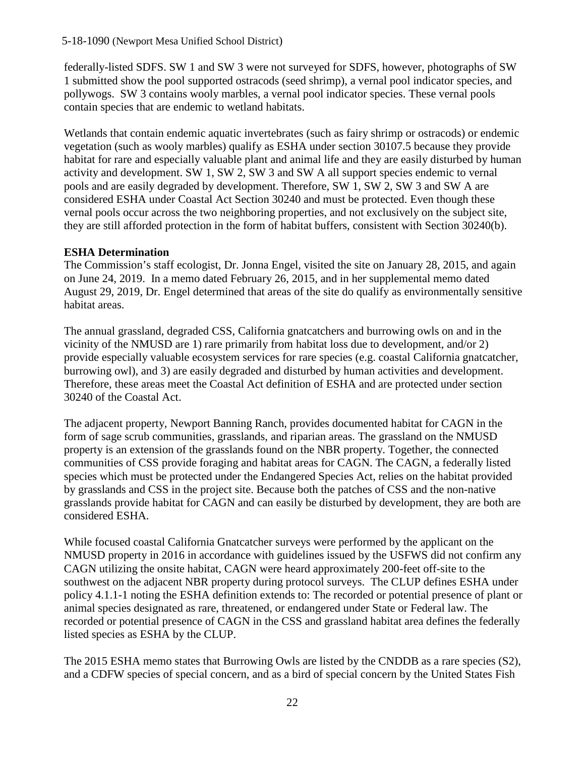federally-listed SDFS. SW 1 and SW 3 were not surveyed for SDFS, however, photographs of SW 1 submitted show the pool supported ostracods (seed shrimp), a vernal pool indicator species, and pollywogs. SW 3 contains wooly marbles, a vernal pool indicator species. These vernal pools contain species that are endemic to wetland habitats.

Wetlands that contain endemic aquatic invertebrates (such as fairy shrimp or ostracods) or endemic vegetation (such as wooly marbles) qualify as ESHA under section 30107.5 because they provide habitat for rare and especially valuable plant and animal life and they are easily disturbed by human activity and development. SW 1, SW 2, SW 3 and SW A all support species endemic to vernal pools and are easily degraded by development. Therefore, SW 1, SW 2, SW 3 and SW A are considered ESHA under Coastal Act Section 30240 and must be protected. Even though these vernal pools occur across the two neighboring properties, and not exclusively on the subject site, they are still afforded protection in the form of habitat buffers, consistent with Section 30240(b).

**ESHA Determination**

The Commission's staff ecologist, Dr. Jonna Engel, visited the site on January 28, 2015, and again on June 24, 2019. In a memo dated February 26, 2015, and in her supplemental memo dated August 29, 2019, Dr. Engel determined that areas of the site do qualify as environmentally sensitive habitat areas.

The annual grassland, degraded CSS, California gnatcatchers and burrowing owls on and in the vicinity of the NMUSD are 1) rare primarily from habitat loss due to development, and/or 2) provide especially valuable ecosystem services for rare species (e.g. coastal California gnatcatcher, burrowing owl), and 3) are easily degraded and disturbed by human activities and development. Therefore, these areas meet the Coastal Act definition of ESHA and are protected under section 30240 of the Coastal Act.

The adjacent property, Newport Banning Ranch, provides documented habitat for CAGN in the form of sage scrub communities, grasslands, and riparian areas. The grassland on the NMUSD property is an extension of the grasslands found on the NBR property. Together, the connected communities of CSS provide foraging and habitat areas for CAGN. The CAGN, a federally listed species which must be protected under the Endangered Species Act, relies on the habitat provided by grasslands and CSS in the project site. Because both the patches of CSS and the non-native grasslands provide habitat for CAGN and can easily be disturbed by development, they are both are considered ESHA.

While focused coastal California Gnatcatcher surveys were performed by the applicant on the NMUSD property in 2016 in accordance with guidelines issued by the USFWS did not confirm any CAGN utilizing the onsite habitat, CAGN were heard approximately 200-feet off-site to the southwest on the adjacent NBR property during protocol surveys. The CLUP defines ESHA under policy 4.1.1-1 noting the ESHA definition extends to: The recorded or potential presence of plant or animal species designated as rare, threatened, or endangered under State or Federal law. The recorded or potential presence of CAGN in the CSS and grassland habitat area defines the federally listed species as ESHA by the CLUP.

The 2015 ESHA memo states that Burrowing Owls are listed by the CNDDB as a rare species (S2), and a CDFW species of special concern, and as a bird of special concern by the United States Fish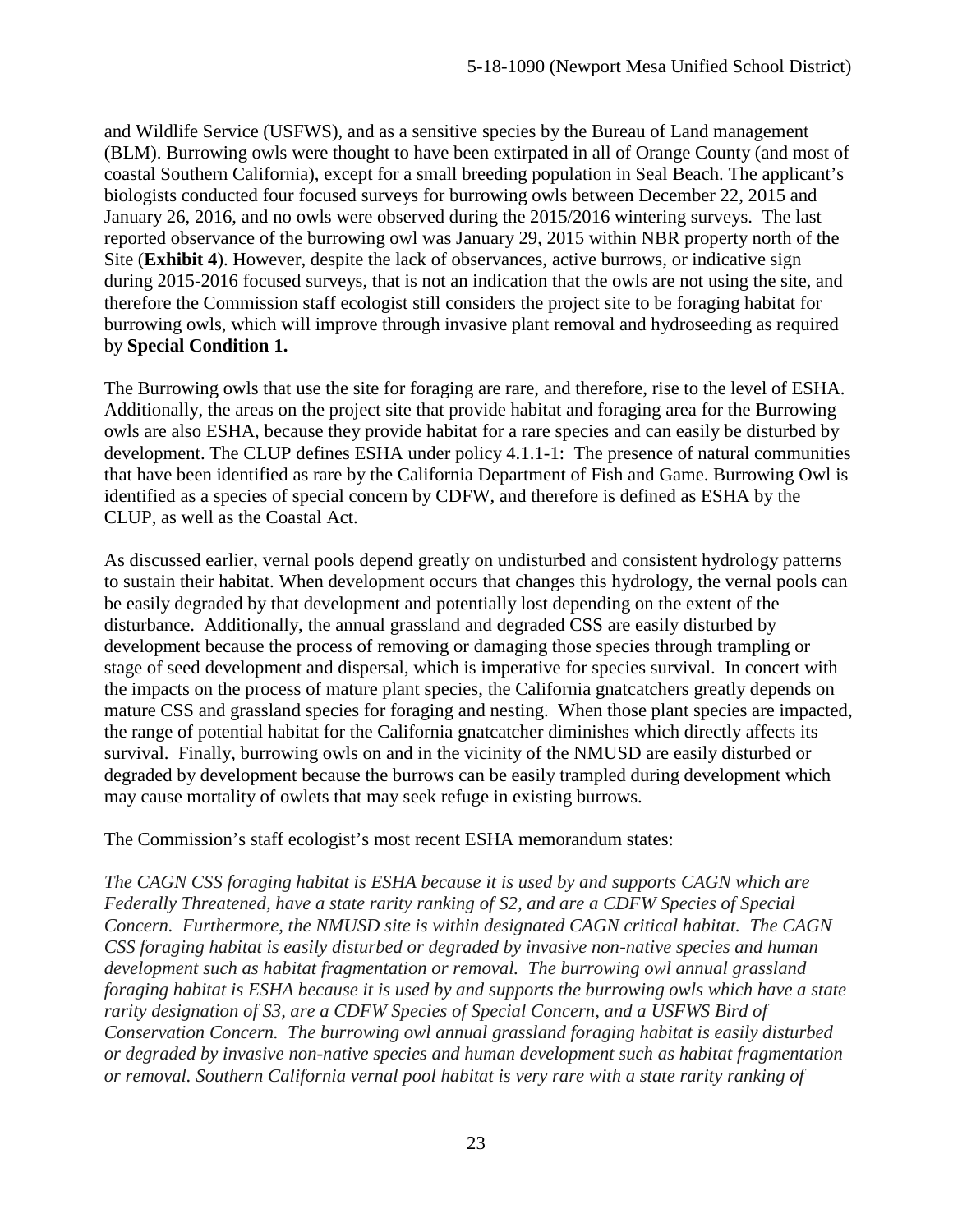and Wildlife Service (USFWS), and as a sensitive species by the Bureau of Land management (BLM). Burrowing owls were thought to have been extirpated in all of Orange County (and most of coastal Southern California), except for a small breeding population in Seal Beach. The applicant's biologists conducted four focused surveys for burrowing owls between December 22, 2015 and January 26, 2016, and no owls were observed during the 2015/2016 wintering surveys. The last reported observance of the burrowing owl was January 29, 2015 within NBR property north of the Site (**Exhibit 4**). However, despite the lack of observances, active burrows, or indicative sign during 2015-2016 focused surveys, that is not an indication that the owls are not using the site, and therefore the Commission staff ecologist still considers the project site to be foraging habitat for burrowing owls, which will improve through invasive plant removal and hydroseeding as required by **Special Condition 1.**

The Burrowing owls that use the site for foraging are rare, and therefore, rise to the level of ESHA. Additionally, the areas on the project site that provide habitat and foraging area for the Burrowing owls are also ESHA, because they provide habitat for a rare species and can easily be disturbed by development. The CLUP defines ESHA under policy 4.1.1-1: The presence of natural communities that have been identified as rare by the California Department of Fish and Game. Burrowing Owl is identified as a species of special concern by CDFW, and therefore is defined as ESHA by the CLUP, as well as the Coastal Act.

As discussed earlier, vernal pools depend greatly on undisturbed and consistent hydrology patterns to sustain their habitat. When development occurs that changes this hydrology, the vernal pools can be easily degraded by that development and potentially lost depending on the extent of the disturbance. Additionally, the annual grassland and degraded CSS are easily disturbed by development because the process of removing or damaging those species through trampling or stage of seed development and dispersal, which is imperative for species survival. In concert with the impacts on the process of mature plant species, the California gnatcatchers greatly depends on mature CSS and grassland species for foraging and nesting. When those plant species are impacted, the range of potential habitat for the California gnatcatcher diminishes which directly affects its survival. Finally, burrowing owls on and in the vicinity of the NMUSD are easily disturbed or degraded by development because the burrows can be easily trampled during development which may cause mortality of owlets that may seek refuge in existing burrows.

The Commission's staff ecologist's most recent ESHA memorandum states:

*The CAGN CSS foraging habitat is ESHA because it is used by and supports CAGN which are Federally Threatened, have a state rarity ranking of S2, and are a CDFW Species of Special Concern. Furthermore, the NMUSD site is within designated CAGN critical habitat. The CAGN CSS foraging habitat is easily disturbed or degraded by invasive non-native species and human development such as habitat fragmentation or removal. The burrowing owl annual grassland foraging habitat is ESHA because it is used by and supports the burrowing owls which have a state rarity designation of S3, are a CDFW Species of Special Concern, and a USFWS Bird of Conservation Concern. The burrowing owl annual grassland foraging habitat is easily disturbed or degraded by invasive non-native species and human development such as habitat fragmentation or removal. Southern California vernal pool habitat is very rare with a state rarity ranking of*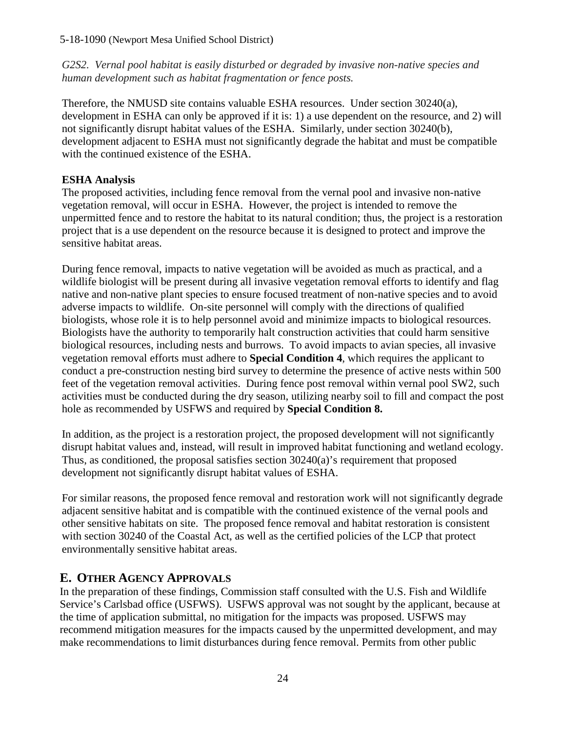*G2S2. Vernal pool habitat is easily disturbed or degraded by invasive non-native species and human development such as habitat fragmentation or fence posts.*

Therefore, the NMUSD site contains valuable ESHA resources. Under section 30240(a), development in ESHA can only be approved if it is: 1) a use dependent on the resource, and 2) will not significantly disrupt habitat values of the ESHA. Similarly, under section 30240(b), development adjacent to ESHA must not significantly degrade the habitat and must be compatible with the continued existence of the ESHA.

**ESHA Analysis**

The proposed activities, including fence removal from the vernal pool and invasive non-native vegetation removal, will occur in ESHA. However, the project is intended to remove the unpermitted fence and to restore the habitat to its natural condition; thus, the project is a restoration project that is a use dependent on the resource because it is designed to protect and improve the sensitive habitat areas.

During fence removal, impacts to native vegetation will be avoided as much as practical, and a wildlife biologist will be present during all invasive vegetation removal efforts to identify and flag native and non-native plant species to ensure focused treatment of non-native species and to avoid adverse impacts to wildlife. On-site personnel will comply with the directions of qualified biologists, whose role it is to help personnel avoid and minimize impacts to biological resources. Biologists have the authority to temporarily halt construction activities that could harm sensitive biological resources, including nests and burrows. To avoid impacts to avian species, all invasive vegetation removal efforts must adhere to **Special Condition 4**, which requires the applicant to conduct a pre-construction nesting bird survey to determine the presence of active nests within 500 feet of the vegetation removal activities. During fence post removal within vernal pool SW2, such activities must be conducted during the dry season, utilizing nearby soil to fill and compact the post hole as recommended by USFWS and required by **Special Condition 8.**

In addition, as the project is a restoration project, the proposed development will not significantly disrupt habitat values and, instead, will result in improved habitat functioning and wetland ecology. Thus, as conditioned, the proposal satisfies section 30240(a)'s requirement that proposed development not significantly disrupt habitat values of ESHA.

For similar reasons, the proposed fence removal and restoration work will not significantly degrade adjacent sensitive habitat and is compatible with the continued existence of the vernal pools and other sensitive habitats on site. The proposed fence removal and habitat restoration is consistent with section 30240 of the Coastal Act, as well as the certified policies of the LCP that protect environmentally sensitive habitat areas.

## E. Other Agency Approvals

In the preparation of these findings, Commission staff consulted with the U.S. Fish and Wildlife Service's Carlsbad office (USFWS). USFWS approval was not sought by the applicant, because at the time of application submittal, no mitigation for the impacts was proposed. USFWS may recommend mitigation measures for the impacts caused by the unpermitted development, and may make recommendations to limit disturbances during fence removal. Permits from other public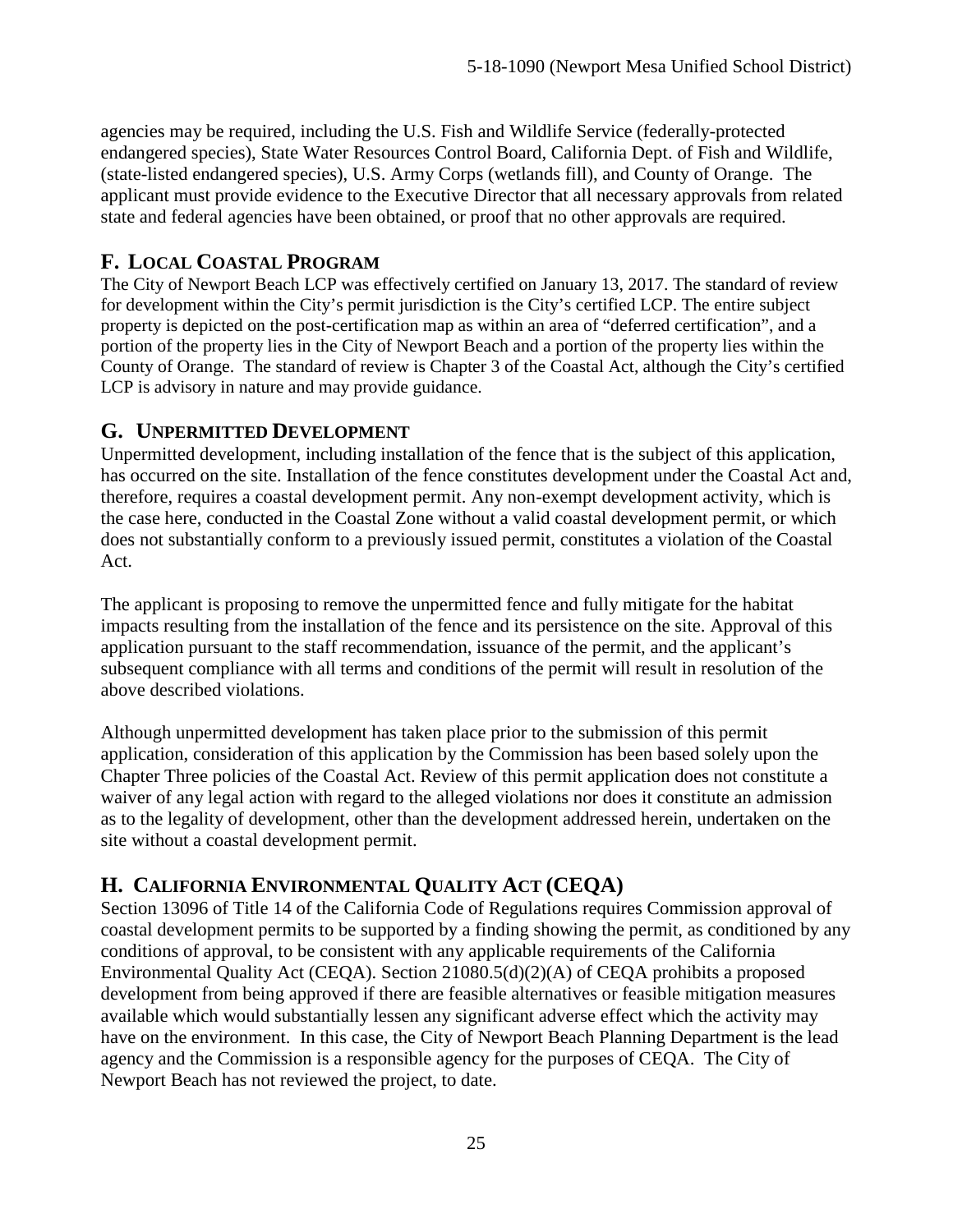agencies may be required, including the U.S. Fish and Wildlife Service (federally-protected endangered species), State Water Resources Control Board, California Dept. of Fish and Wildlife, (state-listed endangered species), U.S. Army Corps (wetlands fill), and County of Orange. The applicant must provide evidence to the Executive Director that all necessary approvals from related state and federal agencies have been obtained, or proof that no other approvals are required.

## F. Local Coastal Program

The City of Newport Beach LCP was effectively certified on January 13, 2017. The standard of review for development within the City's permit jurisdiction is the City's certified LCP. The entire subject property is depicted on the post-certification map as within an area of "deferred certification", and a portion of the property lies in the City of Newport Beach and a portion of the property lies within the County of Orange. The standard of review is Chapter 3 of the Coastal Act, although the City's certified LCP is advisory in nature and may provide guidance.

## G. Unpermitted Development

Unpermitted development, including installation of the fence that is the subject of this application, has occurred on the site. Installation of the fence constitutes development under the Coastal Act and, therefore, requires a coastal development permit. Any non-exempt development activity, which is the case here, conducted in the Coastal Zone without a valid coastal development permit, or which does not substantially conform to a previously issued permit, constitutes a violation of the Coastal Act.

The applicant is proposing to remove the unpermitted fence and fully mitigate for the habitat impacts resulting from the installation of the fence and its persistence on the site. Approval of this application pursuant to the staff recommendation, issuance of the permit, and the applicant's subsequent compliance with all terms and conditions of the permit will result in resolution of the above described violations.

Although unpermitted development has taken place prior to the submission of this permit application, consideration of this application by the Commission has been based solely upon the Chapter Three policies of the Coastal Act. Review of this permit application does not constitute a waiver of any legal action with regard to the alleged violations nor does it constitute an admission as to the legality of development, other than the development addressed herein, undertaken on the site without a coastal development permit.

## H. California Environmental Quality Act (CEQA)

Section 13096 of Title 14 of the California Code of Regulations requires Commission approval of coastal development permits to be supported by a finding showing the permit, as conditioned by any conditions of approval, to be consistent with any applicable requirements of the California Environmental Quality Act (CEQA). Section 21080.5(d)(2)(A) of CEQA prohibits a proposed development from being approved if there are feasible alternatives or feasible mitigation measures available which would substantially lessen any significant adverse effect which the activity may have on the environment. In this case, the City of Newport Beach Planning Department is the lead agency and the Commission is a responsible agency for the purposes of CEQA. The City of Newport Beach has not reviewed the project, to date.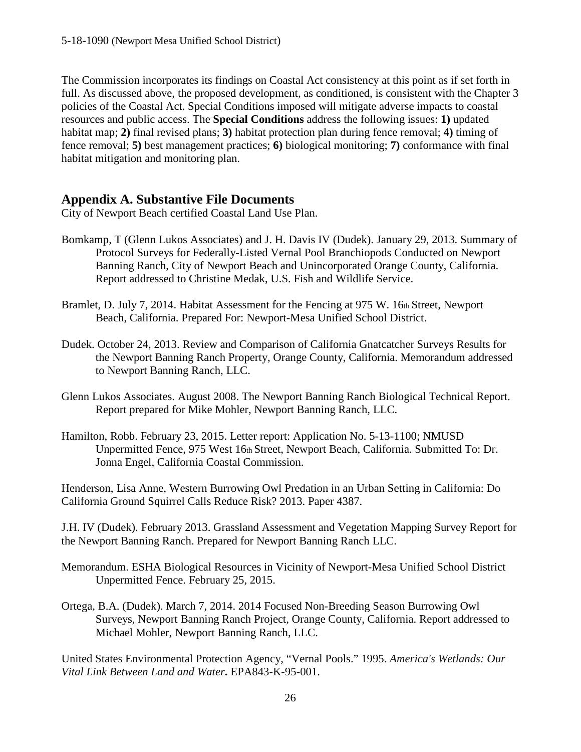The Commission incorporates its findings on Coastal Act consistency at this point as if set forth in full. As discussed above, the proposed development, as conditioned, is consistent with the Chapter 3 policies of the Coastal Act. Special Conditions imposed will mitigate adverse impacts to coastal resources and public access. The **Special Conditions** address the following issues: **1)** updated habitat map; **2)** final revised plans; **3)** habitat protection plan during fence removal; **4)** timing of fence removal; **5)** best management practices; **6)** biological monitoring; **7)** conformance with final habitat mitigation and monitoring plan.

## Appendix A. Substantive File Documents

City of Newport Beach certified Coastal Land Use Plan.

Bomkamp, T (Glenn Lukos Associates) and J. H. Davis IV (Dudek). January 29, 2013. Summary of Protocol Surveys for Federally-Listed Vernal Pool Branchiopods Conducted on Newport Banning Ranch, City of Newport Beach and Unincorporated Orange County, California. Report addressed to Christine Medak, U.S. Fish and Wildlife Service.

Bramlet, D. July 7, 2014. Habitat Assessment for the Fencing at 975 W. 16th Street, Newport Beach, California. Prepared For: Newport-Mesa Unified School District.

Dudek. October 24, 2013. Review and Comparison of California Gnatcatcher Surveys Results for the Newport Banning Ranch Property, Orange County, California. Memorandum addressed to Newport Banning Ranch, LLC.

Glenn Lukos Associates. August 2008. The Newport Banning Ranch Biological Technical Report. Report prepared for Mike Mohler, Newport Banning Ranch, LLC.

Hamilton, Robb. February 23, 2015. Letter report: Application No. 5-13-1100; NMUSD Unpermitted Fence, 975 West 16th Street, Newport Beach, California. Submitted To: Dr. Jonna Engel, California Coastal Commission.

Henderson, Lisa Anne, Western Burrowing Owl Predation in an Urban Setting in California: Do California Ground Squirrel Calls Reduce Risk? 2013. Paper 4387.

J.H. IV (Dudek). February 2013. Grassland Assessment and Vegetation Mapping Survey Report for the Newport Banning Ranch. Prepared for Newport Banning Ranch LLC.

Memorandum. ESHA Biological Resources in Vicinity of Newport-Mesa Unified School District Unpermitted Fence. February 25, 2015.

Ortega, B.A. (Dudek). March 7, 2014. 2014 Focused Non-Breeding Season Burrowing Owl Surveys, Newport Banning Ranch Project, Orange County, California. Report addressed to Michael Mohler, Newport Banning Ranch, LLC.

United States Environmental Protection Agency, "Vernal Pools." 1995. *America's Wetlands: Our Vital Link Between Land and Water***.** EPA843-K-95-001.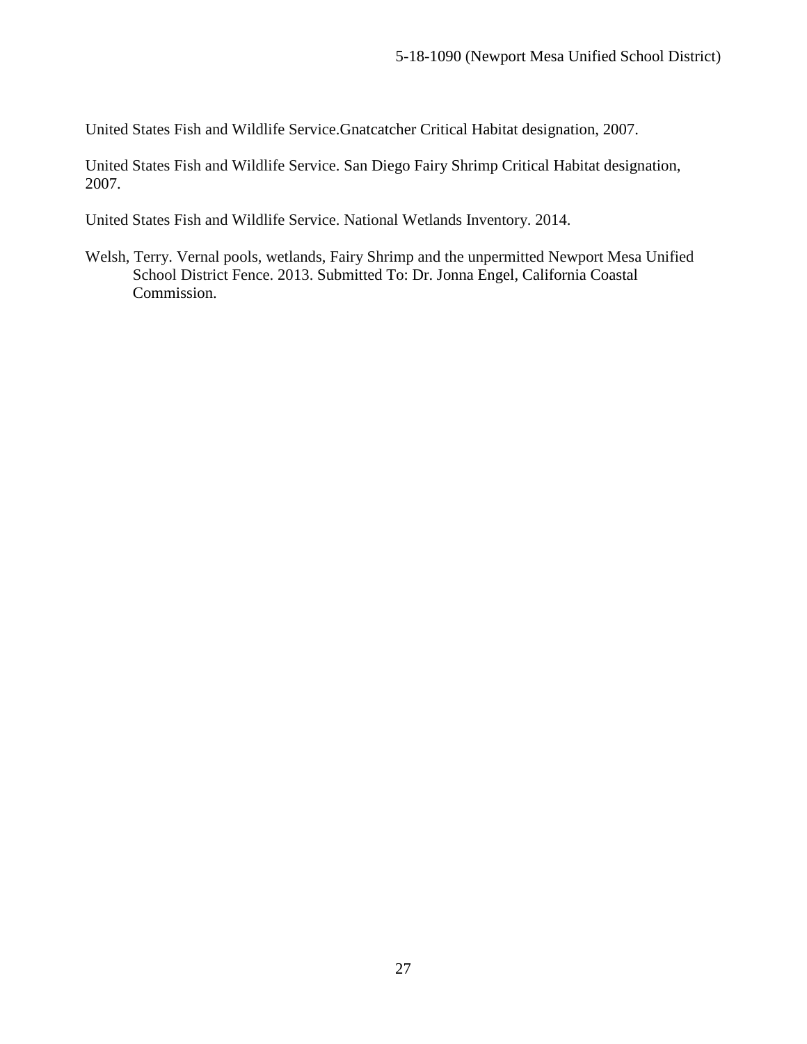United States Fish and Wildlife Service.Gnatcatcher Critical Habitat designation, 2007.

United States Fish and Wildlife Service. San Diego Fairy Shrimp Critical Habitat designation, 2007.

United States Fish and Wildlife Service. National Wetlands Inventory. 2014.

Welsh, Terry. Vernal pools, wetlands, Fairy Shrimp and the unpermitted Newport Mesa Unified School District Fence. 2013. Submitted To: Dr. Jonna Engel, California Coastal Commission.